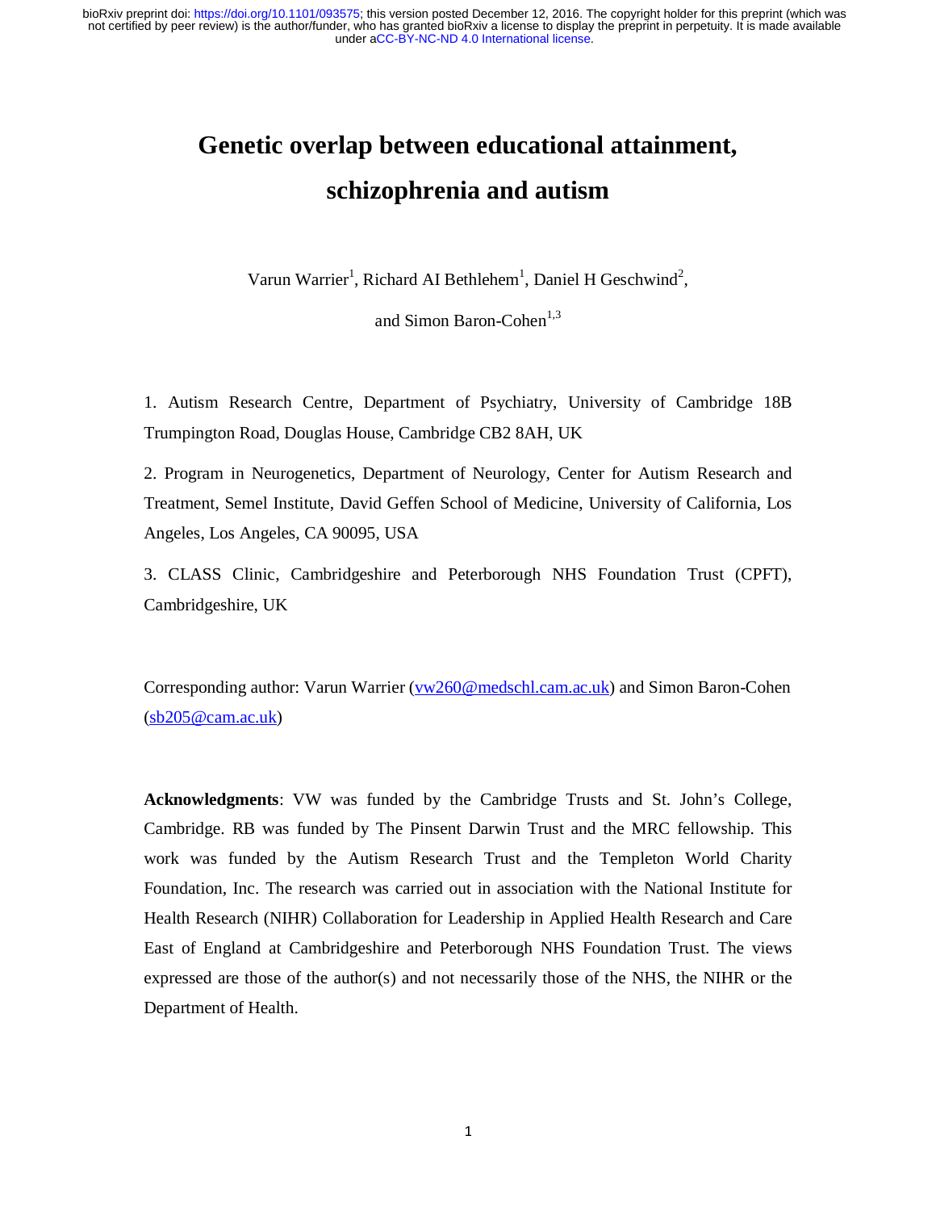# Genetic overlap between educational attainment, schizophrenia and autism

Varun Warrier[1], Richard AI Bethlehem[1], Daniel H Geschwind[2], and Simon Baron-Cohen[1,3]

1. Autism Research Centre, Department of Psychiatry, University of Cambridge 18B Trumpington Road, Douglas House, Cambridge CB2 8AH, UK

2. Program in Neurogenetics, Department of Neurology, Center for Autism Research and Treatment, Semel Institute, David Geffen School of Medicine, University of California, Los Angeles, Los Angeles, CA 90095, USA

3. CLASS Clinic, Cambridgeshire and Peterborough NHS Foundation Trust (CPFT), Cambridgeshire, UK

Corresponding author: Varun Warrier (vw260@medschl.cam.ac.uk) and Simon Baron-Cohen (sb205@cam.ac.uk)

**Acknowledgments**: VW was funded by the Cambridge Trusts and St. John's College, Cambridge. RB was funded by The Pinsent Darwin Trust and the MRC fellowship. This work was funded by the Autism Research Trust and the Templeton World Charity Foundation, Inc. The research was carried out in association with the National Institute for Health Research (NIHR) Collaboration for Leadership in Applied Health Research and Care East of England at Cambridgeshire and Peterborough NHS Foundation Trust. The views expressed are those of the author(s) and not necessarily those of the NHS, the NIHR or the Department of Health.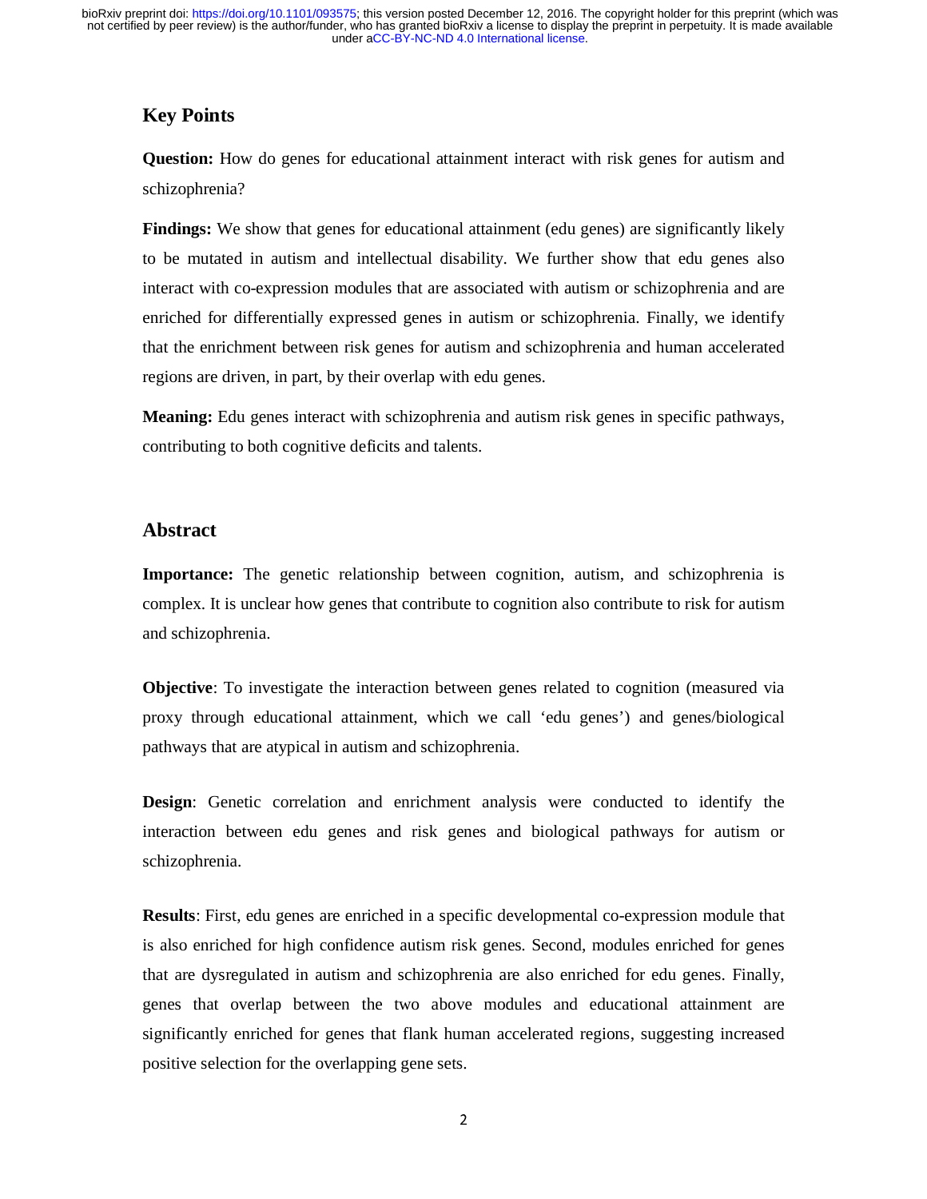## Key Points

**Question:** How do genes for educational attainment interact with risk genes for autism and schizophrenia?

**Findings:** We show that genes for educational attainment (edu genes) are significantly likely to be mutated in autism and intellectual disability. We further show that edu genes also interact with co-expression modules that are associated with autism or schizophrenia and are enriched for differentially expressed genes in autism or schizophrenia. Finally, we identify that the enrichment between risk genes for autism and schizophrenia and human accelerated regions are driven, in part, by their overlap with edu genes.

**Meaning:** Edu genes interact with schizophrenia and autism risk genes in specific pathways, contributing to both cognitive deficits and talents.

## Abstract

**Importance:** The genetic relationship between cognition, autism, and schizophrenia is complex. It is unclear how genes that contribute to cognition also contribute to risk for autism and schizophrenia.

**Objective**: To investigate the interaction between genes related to cognition (measured via proxy through educational attainment, which we call 'edu genes') and genes/biological pathways that are atypical in autism and schizophrenia.

**Design**: Genetic correlation and enrichment analysis were conducted to identify the interaction between edu genes and risk genes and biological pathways for autism or schizophrenia.

**Results**: First, edu genes are enriched in a specific developmental co-expression module that is also enriched for high confidence autism risk genes. Second, modules enriched for genes that are dysregulated in autism and schizophrenia are also enriched for edu genes. Finally, genes that overlap between the two above modules and educational attainment are significantly enriched for genes that flank human accelerated regions, suggesting increased positive selection for the overlapping gene sets.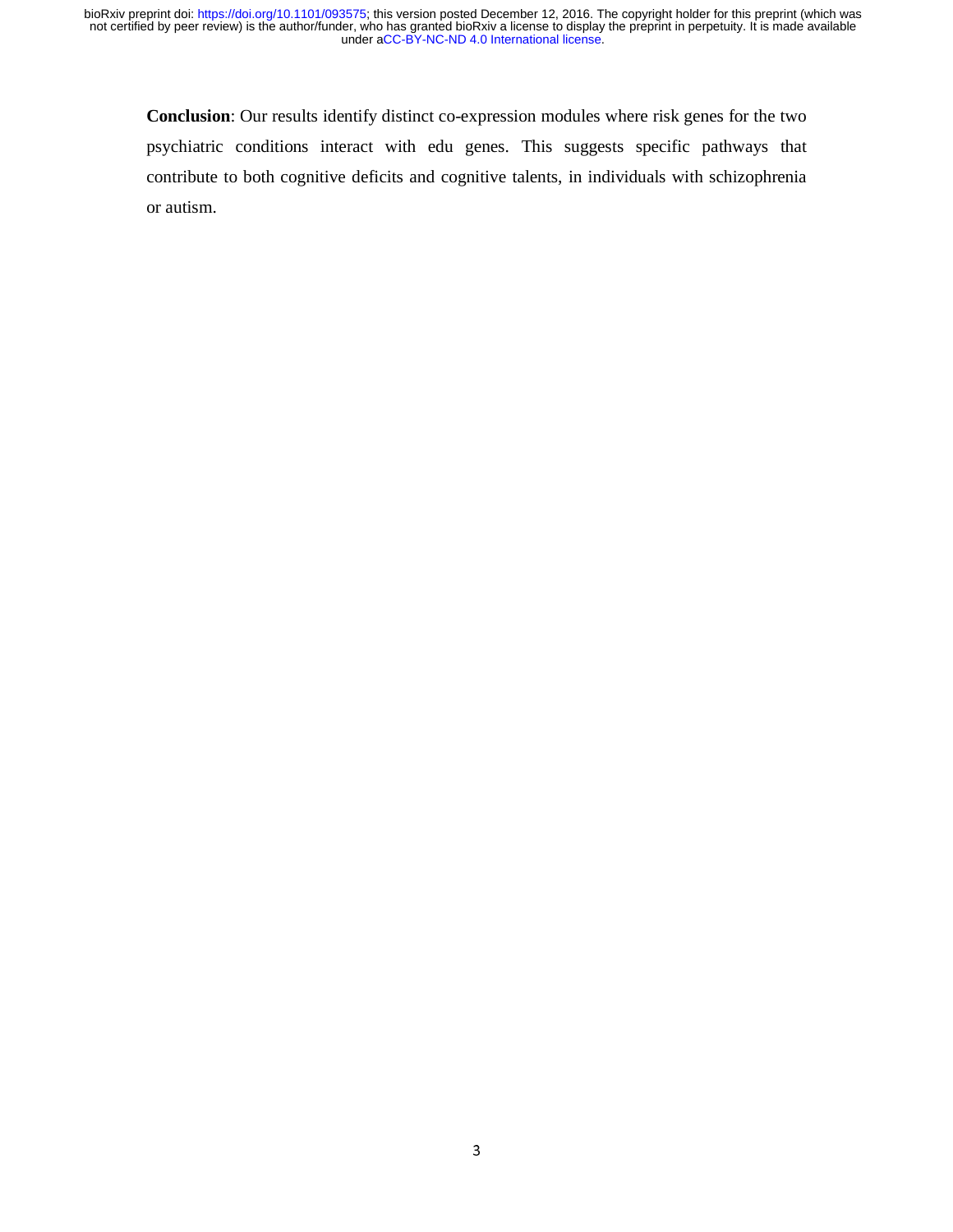**Conclusion**: Our results identify distinct co-expression modules where risk genes for the two psychiatric conditions interact with edu genes. This suggests specific pathways that contribute to both cognitive deficits and cognitive talents, in individuals with schizophrenia or autism.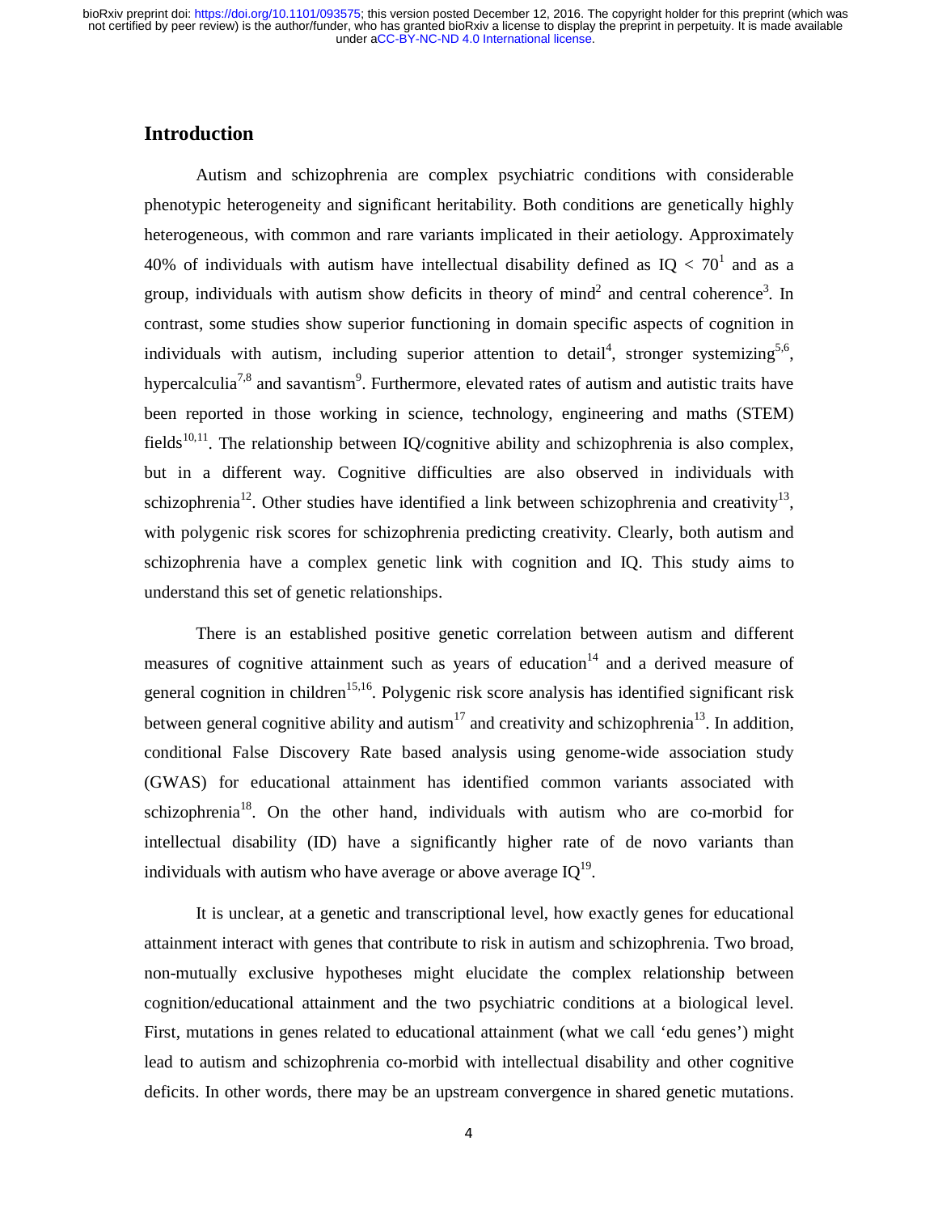## Introduction

Autism and schizophrenia are complex psychiatric conditions with considerable phenotypic heterogeneity and significant heritability. Both conditions are genetically highly heterogeneous, with common and rare variants implicated in their aetiology. Approximately 40% of individuals with autism have intellectual disability defined as IQ < 70[1] and as a group, individuals with autism show deficits in theory of mind[2] and central coherence[3]. In contrast, some studies show superior functioning in domain specific aspects of cognition in individuals with autism, including superior attention to detail[4], stronger systemizing[5,6], hypercalculia[7,8] and savantism[9]. Furthermore, elevated rates of autism and autistic traits have been reported in those working in science, technology, engineering and maths (STEM) fields[10,11]. The relationship between IQ/cognitive ability and schizophrenia is also complex, but in a different way. Cognitive difficulties are also observed in individuals with schizophrenia[12]. Other studies have identified a link between schizophrenia and creativity[13], with polygenic risk scores for schizophrenia predicting creativity. Clearly, both autism and schizophrenia have a complex genetic link with cognition and IQ. This study aims to understand this set of genetic relationships.

There is an established positive genetic correlation between autism and different measures of cognitive attainment such as years of education[14] and a derived measure of general cognition in children[15,16]. Polygenic risk score analysis has identified significant risk between general cognitive ability and autism[17] and creativity and schizophrenia[13]. In addition, conditional False Discovery Rate based analysis using genome-wide association study (GWAS) for educational attainment has identified common variants associated with schizophrenia[18]. On the other hand, individuals with autism who are co-morbid for intellectual disability (ID) have a significantly higher rate of de novo variants than individuals with autism who have average or above average IQ[19].

It is unclear, at a genetic and transcriptional level, how exactly genes for educational attainment interact with genes that contribute to risk in autism and schizophrenia. Two broad, non-mutually exclusive hypotheses might elucidate the complex relationship between cognition/educational attainment and the two psychiatric conditions at a biological level. First, mutations in genes related to educational attainment (what we call 'edu genes') might lead to autism and schizophrenia co-morbid with intellectual disability and other cognitive deficits. In other words, there may be an upstream convergence in shared genetic mutations.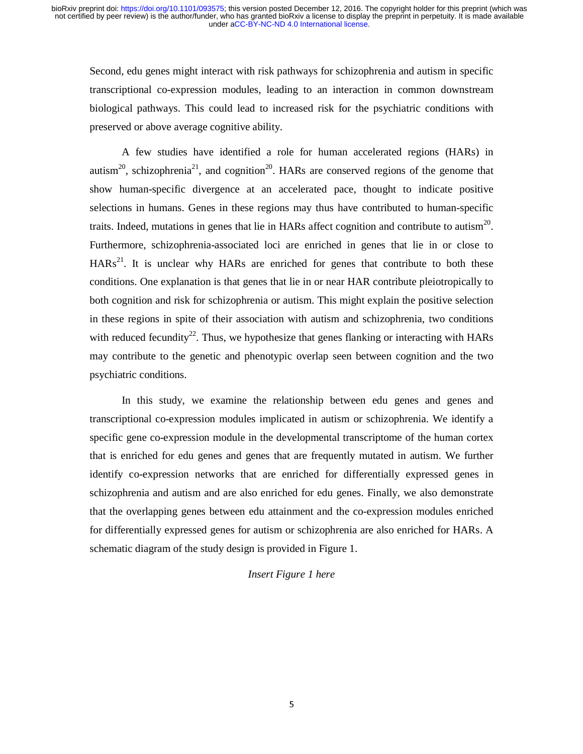Second, edu genes might interact with risk pathways for schizophrenia and autism in specific transcriptional co-expression modules, leading to an interaction in common downstream biological pathways. This could lead to increased risk for the psychiatric conditions with preserved or above average cognitive ability.

A few studies have identified a role for human accelerated regions (HARs) in autism[20], schizophrenia[21], and cognition[20]. HARs are conserved regions of the genome that show human-specific divergence at an accelerated pace, thought to indicate positive selections in humans. Genes in these regions may thus have contributed to human-specific traits. Indeed, mutations in genes that lie in HARs affect cognition and contribute to autism[20]. Furthermore, schizophrenia-associated loci are enriched in genes that lie in or close to HARs[21]. It is unclear why HARs are enriched for genes that contribute to both these conditions. One explanation is that genes that lie in or near HAR contribute pleiotropically to both cognition and risk for schizophrenia or autism. This might explain the positive selection in these regions in spite of their association with autism and schizophrenia, two conditions with reduced fecundity[22]. Thus, we hypothesize that genes flanking or interacting with HARs may contribute to the genetic and phenotypic overlap seen between cognition and the two psychiatric conditions.

In this study, we examine the relationship between edu genes and genes and transcriptional co-expression modules implicated in autism or schizophrenia. We identify a specific gene co-expression module in the developmental transcriptome of the human cortex that is enriched for edu genes and genes that are frequently mutated in autism. We further identify co-expression networks that are enriched for differentially expressed genes in schizophrenia and autism and are also enriched for edu genes. Finally, we also demonstrate that the overlapping genes between edu attainment and the co-expression modules enriched for differentially expressed genes for autism or schizophrenia are also enriched for HARs. A schematic diagram of the study design is provided in Figure 1.

*Insert Figure 1 here*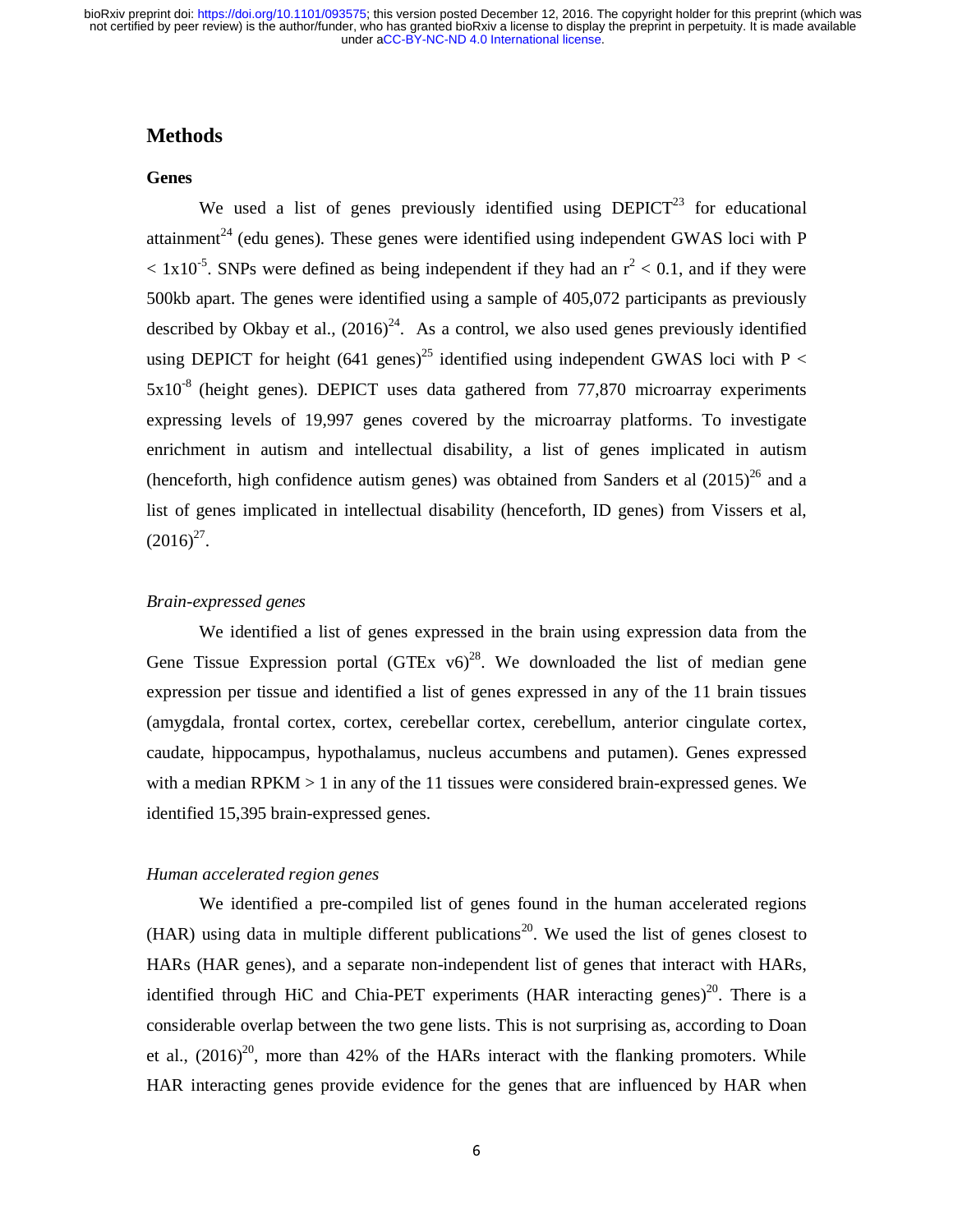# Methods

## Genes

We used a list of genes previously identified using DEPICT[23] for educational attainment[24] (edu genes). These genes were identified using independent GWAS loci with $P < 1x10^{-5}$. SNPs were defined as being independent if they had an $r^2 < 0.1$, and if they were 500kb apart. The genes were identified using a sample of 405,072 participants as previously described by Okbay et al., (2016)[24]. As a control, we also used genes previously identified using DEPICT for height (641 genes)[25] identified using independent GWAS loci with $P < 5x10^{-8}$ (height genes). DEPICT uses data gathered from 77,870 microarray experiments expressing levels of 19,997 genes covered by the microarray platforms. To investigate enrichment in autism and intellectual disability, a list of genes implicated in autism (henceforth, high confidence autism genes) was obtained from Sanders et al (2015)[26] and a list of genes implicated in intellectual disability (henceforth, ID genes) from Vissers et al, (2016)[27].

### *Brain-expressed genes*

We identified a list of genes expressed in the brain using expression data from the Gene Tissue Expression portal (GTEx v6)[28]. We downloaded the list of median gene expression per tissue and identified a list of genes expressed in any of the 11 brain tissues (amygdala, frontal cortex, cortex, cerebellar cortex, cerebellum, anterior cingulate cortex, caudate, hippocampus, hypothalamus, nucleus accumbens and putamen). Genes expressed with a median RPKM > 1 in any of the 11 tissues were considered brain-expressed genes. We identified 15,395 brain-expressed genes.

### *Human accelerated region genes*

We identified a pre-compiled list of genes found in the human accelerated regions (HAR) using data in multiple different publications[20]. We used the list of genes closest to HARs (HAR genes), and a separate non-independent list of genes that interact with HARs, identified through HiC and Chia-PET experiments (HAR interacting genes)[20]. There is a considerable overlap between the two gene lists. This is not surprising as, according to Doan et al., (2016)[20], more than 42% of the HARs interact with the flanking promoters. While HAR interacting genes provide evidence for the genes that are influenced by HAR when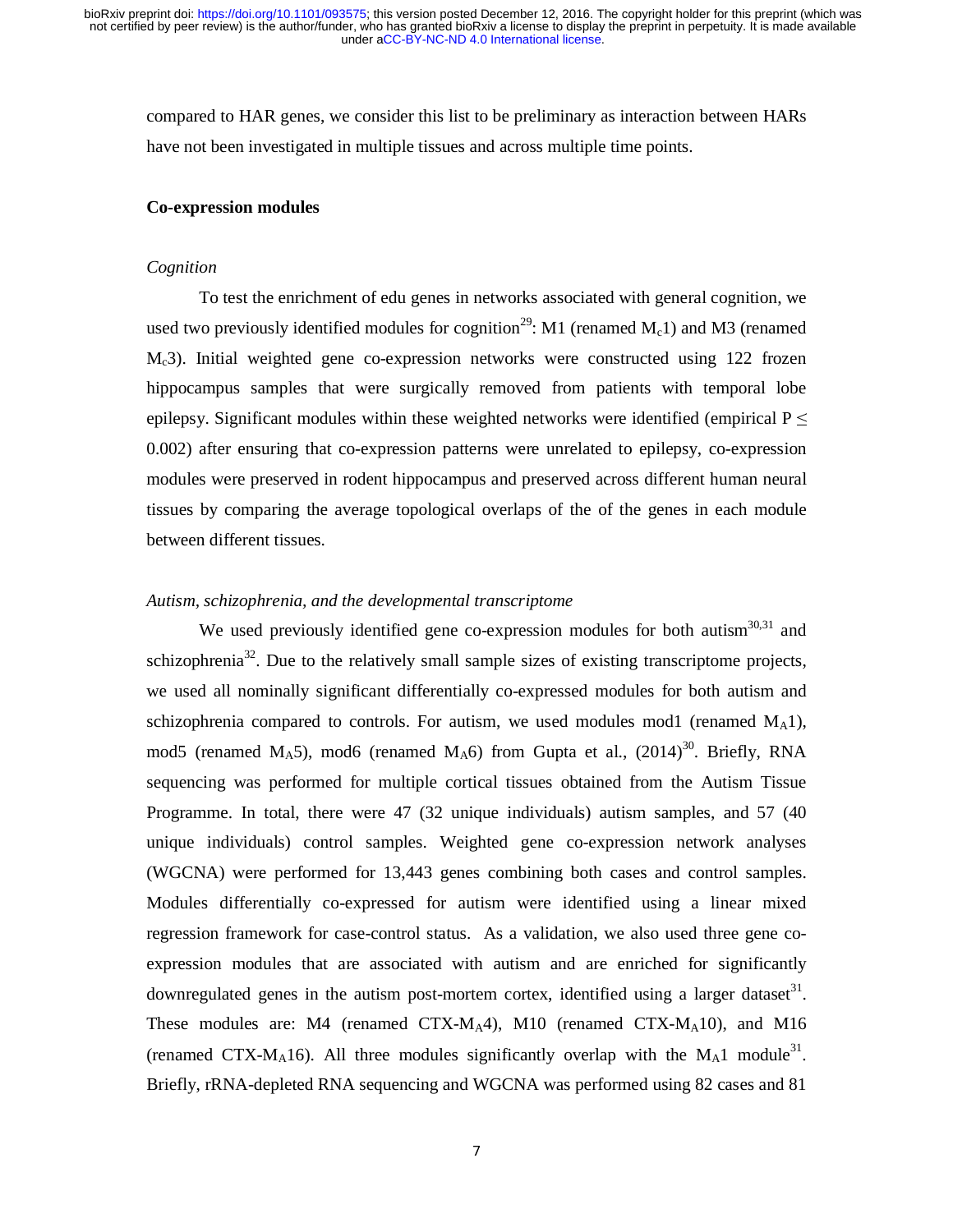compared to HAR genes, we consider this list to be preliminary as interaction between HARs have not been investigated in multiple tissues and across multiple time points.

**Co-expression modules**

*Cognition*

To test the enrichment of edu genes in networks associated with general cognition, we used two previously identified modules for cognition[29]: M1 (renamed $M_c1$) and M3 (renamed $M_c3$). Initial weighted gene co-expression networks were constructed using 122 frozen hippocampus samples that were surgically removed from patients with temporal lobe epilepsy. Significant modules within these weighted networks were identified (empirical $P \leq 0.002$) after ensuring that co-expression patterns were unrelated to epilepsy, co-expression modules were preserved in rodent hippocampus and preserved across different human neural tissues by comparing the average topological overlaps of the of the genes in each module between different tissues.

*Autism, schizophrenia, and the developmental transcriptome*

We used previously identified gene co-expression modules for both autism[30,31] and schizophrenia[32]. Due to the relatively small sample sizes of existing transcriptome projects, we used all nominally significant differentially co-expressed modules for both autism and schizophrenia compared to controls. For autism, we used modules mod1 (renamed $M_A1$), mod5 (renamed $M_A5$), mod6 (renamed $M_A6$) from Gupta et al., (2014)[30]. Briefly, RNA sequencing was performed for multiple cortical tissues obtained from the Autism Tissue Programme. In total, there were 47 (32 unique individuals) autism samples, and 57 (40 unique individuals) control samples. Weighted gene co-expression network analyses (WGCNA) were performed for 13,443 genes combining both cases and control samples. Modules differentially co-expressed for autism were identified using a linear mixed regression framework for case-control status. As a validation, we also used three gene co-expression modules that are associated with autism and are enriched for significantly downregulated genes in the autism post-mortem cortex, identified using a larger dataset[31]. These modules are: M4 (renamed CTX-$M_A4$), M10 (renamed CTX-$M_A10$), and M16 (renamed CTX-$M_A16$). All three modules significantly overlap with the $M_A1$ module[31]. Briefly, rRNA-depleted RNA sequencing and WGCNA was performed using 82 cases and 81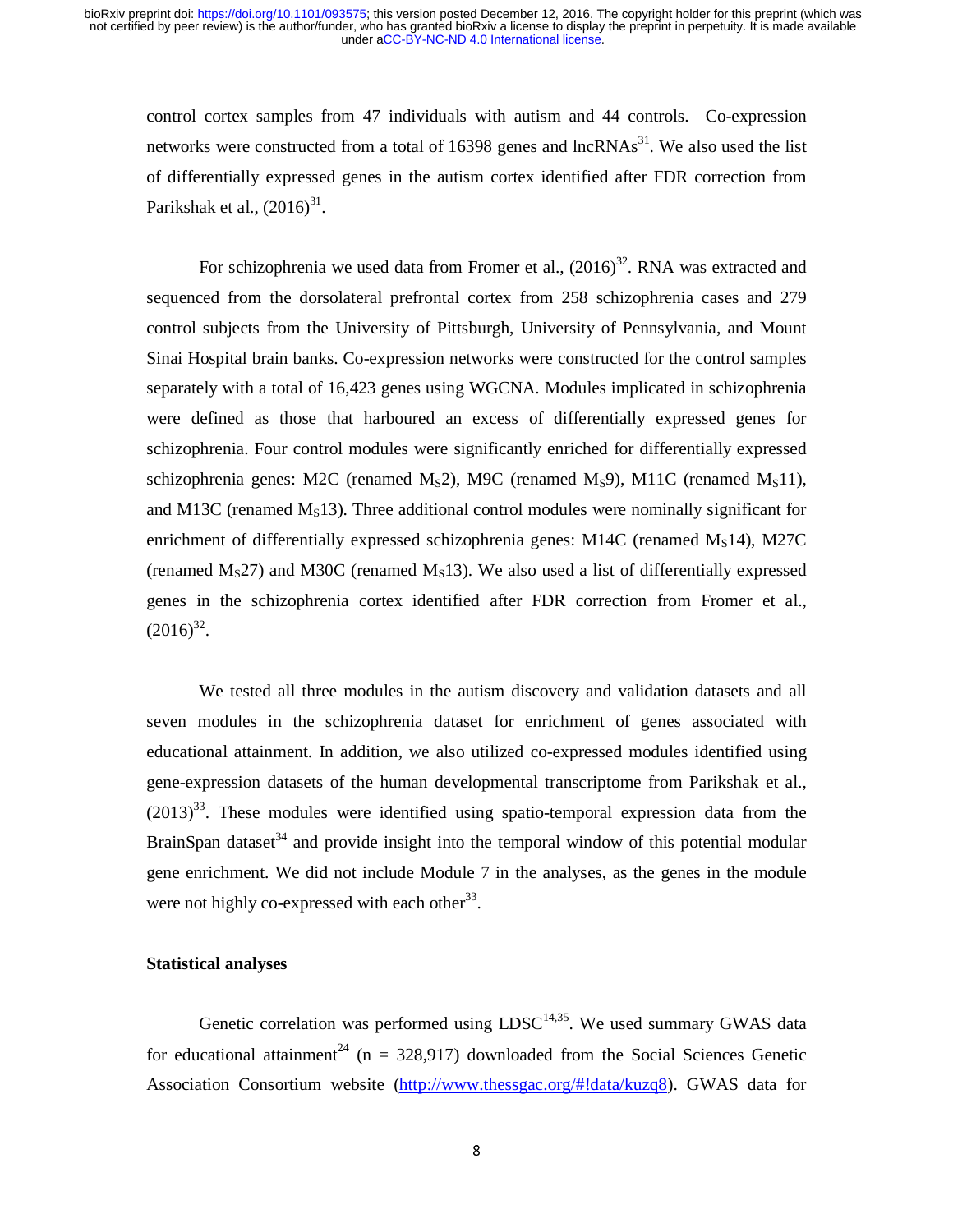control cortex samples from 47 individuals with autism and 44 controls. Co-expression networks were constructed from a total of 16398 genes and lncRNAs[31]. We also used the list of differentially expressed genes in the autism cortex identified after FDR correction from Parikshak et al., (2016)[31].

For schizophrenia we used data from Fromer et al., (2016)[32]. RNA was extracted and sequenced from the dorsolateral prefrontal cortex from 258 schizophrenia cases and 279 control subjects from the University of Pittsburgh, University of Pennsylvania, and Mount Sinai Hospital brain banks. Co-expression networks were constructed for the control samples separately with a total of 16,423 genes using WGCNA. Modules implicated in schizophrenia were defined as those that harboured an excess of differentially expressed genes for schizophrenia. Four control modules were significantly enriched for differentially expressed schizophrenia genes: M2C (renamed $M_S2$), M9C (renamed $M_S9$), M11C (renamed $M_S11$), and M13C (renamed $M_S13$). Three additional control modules were nominally significant for enrichment of differentially expressed schizophrenia genes: M14C (renamed $M_S14$), M27C (renamed $M_S27$) and M30C (renamed $M_S13$). We also used a list of differentially expressed genes in the schizophrenia cortex identified after FDR correction from Fromer et al., (2016)[32].

We tested all three modules in the autism discovery and validation datasets and all seven modules in the schizophrenia dataset for enrichment of genes associated with educational attainment. In addition, we also utilized co-expressed modules identified using gene-expression datasets of the human developmental transcriptome from Parikshak et al., (2013)[33]. These modules were identified using spatio-temporal expression data from the BrainSpan dataset[34] and provide insight into the temporal window of this potential modular gene enrichment. We did not include Module 7 in the analyses, as the genes in the module were not highly co-expressed with each other[33].

**Statistical analyses**

Genetic correlation was performed using LDSC[14,35]. We used summary GWAS data for educational attainment[24] (n = 328,917) downloaded from the Social Sciences Genetic Association Consortium website (http://www.thessgac.org/#!data/kuzq8). GWAS data for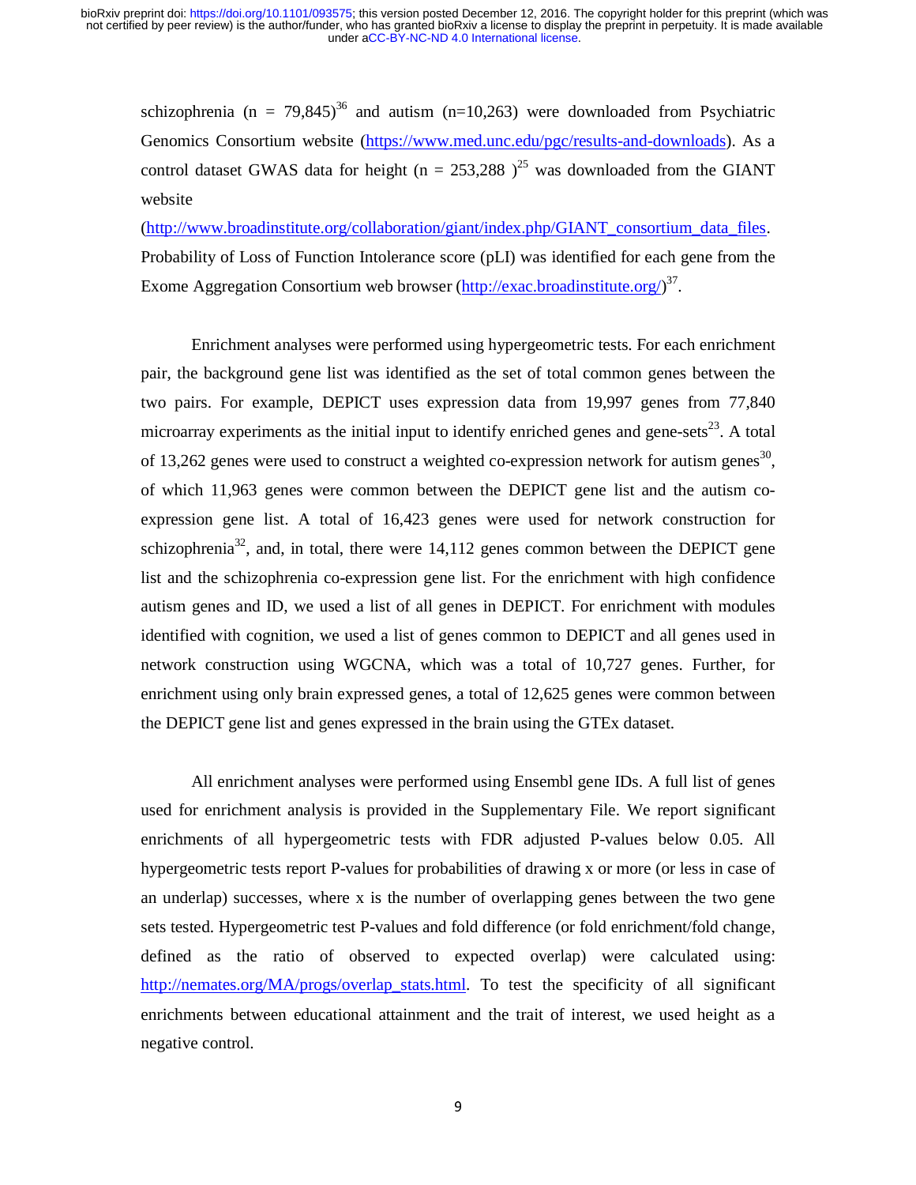schizophrenia (n = 79,845)[36] and autism (n=10,263) were downloaded from Psychiatric Genomics Consortium website (https://www.med.unc.edu/pgc/results-and-downloads). As a control dataset GWAS data for height (n = 253,288 )[25] was downloaded from the GIANT website (http://www.broadinstitute.org/collaboration/giant/index.php/GIANT_consortium_data_files. Probability of Loss of Function Intolerance score (pLI) was identified for each gene from the Exome Aggregation Consortium web browser (http://exac.broadinstitute.org/)[37].

Enrichment analyses were performed using hypergeometric tests. For each enrichment pair, the background gene list was identified as the set of total common genes between the two pairs. For example, DEPICT uses expression data from 19,997 genes from 77,840 microarray experiments as the initial input to identify enriched genes and gene-sets[23]. A total of 13,262 genes were used to construct a weighted co-expression network for autism genes[30], of which 11,963 genes were common between the DEPICT gene list and the autism co-expression gene list. A total of 16,423 genes were used for network construction for schizophrenia[32], and, in total, there were 14,112 genes common between the DEPICT gene list and the schizophrenia co-expression gene list. For the enrichment with high confidence autism genes and ID, we used a list of all genes in DEPICT. For enrichment with modules identified with cognition, we used a list of genes common to DEPICT and all genes used in network construction using WGCNA, which was a total of 10,727 genes. Further, for enrichment using only brain expressed genes, a total of 12,625 genes were common between the DEPICT gene list and genes expressed in the brain using the GTEx dataset.

All enrichment analyses were performed using Ensembl gene IDs. A full list of genes used for enrichment analysis is provided in the Supplementary File. We report significant enrichments of all hypergeometric tests with FDR adjusted P-values below 0.05. All hypergeometric tests report P-values for probabilities of drawing x or more (or less in case of an underlap) successes, where x is the number of overlapping genes between the two gene sets tested. Hypergeometric test P-values and fold difference (or fold enrichment/fold change, defined as the ratio of observed to expected overlap) were calculated using: http://nemates.org/MA/progs/overlap_stats.html. To test the specificity of all significant enrichments between educational attainment and the trait of interest, we used height as a negative control.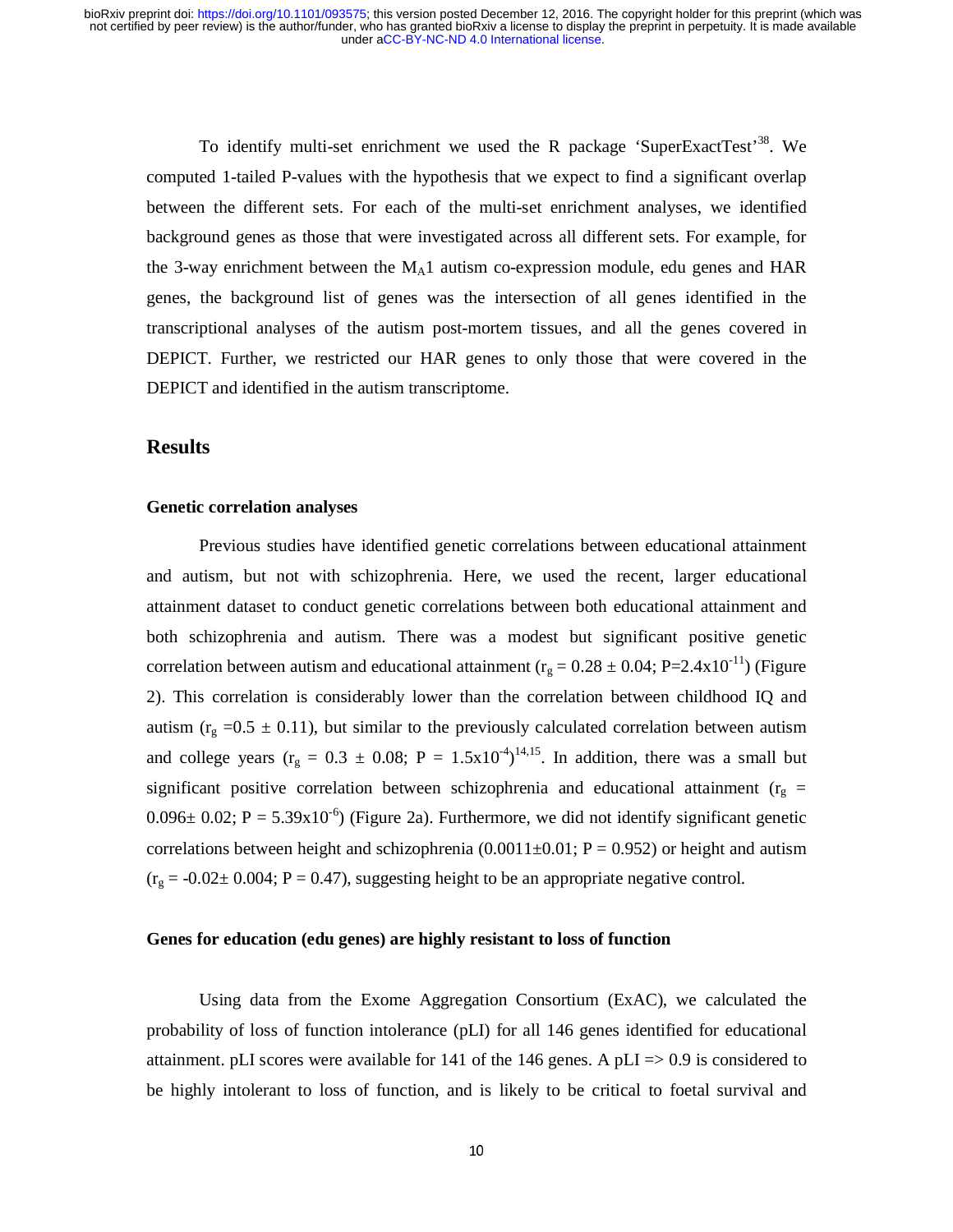To identify multi-set enrichment we used the R package 'SuperExactTest'[38]. We computed 1-tailed P-values with the hypothesis that we expect to find a significant overlap between the different sets. For each of the multi-set enrichment analyses, we identified background genes as those that were investigated across all different sets. For example, for the 3-way enrichment between the $M_A1$ autism co-expression module, edu genes and HAR genes, the background list of genes was the intersection of all genes identified in the transcriptional analyses of the autism post-mortem tissues, and all the genes covered in DEPICT. Further, we restricted our HAR genes to only those that were covered in the DEPICT and identified in the autism transcriptome.

## Results

### Genetic correlation analyses

Previous studies have identified genetic correlations between educational attainment and autism, but not with schizophrenia. Here, we used the recent, larger educational attainment dataset to conduct genetic correlations between both educational attainment and both schizophrenia and autism. There was a modest but significant positive genetic correlation between autism and educational attainment ($r_g = 0.28 \pm 0.04$; $P=2.4 \times 10^{-11}$) (Figure 2). This correlation is considerably lower than the correlation between childhood IQ and autism ($r_g = 0.5 \pm 0.11$), but similar to the previously calculated correlation between autism and college years ($r_g = 0.3 \pm 0.08$; $P = 1.5 \times 10^{-4}$)[14,15]. In addition, there was a small but significant positive correlation between schizophrenia and educational attainment ($r_g = 0.096 \pm 0.02$; $P = 5.39 \times 10^{-6}$) (Figure 2a). Furthermore, we did not identify significant genetic correlations between height and schizophrenia ($0.0011 \pm 0.01$; $P = 0.952$) or height and autism ($r_g = -0.02 \pm 0.004$; $P = 0.47$), suggesting height to be an appropriate negative control.

### Genes for education (edu genes) are highly resistant to loss of function

Using data from the Exome Aggregation Consortium (ExAC), we calculated the probability of loss of function intolerance (pLI) for all 146 genes identified for educational attainment. pLI scores were available for 141 of the 146 genes. A pLI => 0.9 is considered to be highly intolerant to loss of function, and is likely to be critical to foetal survival and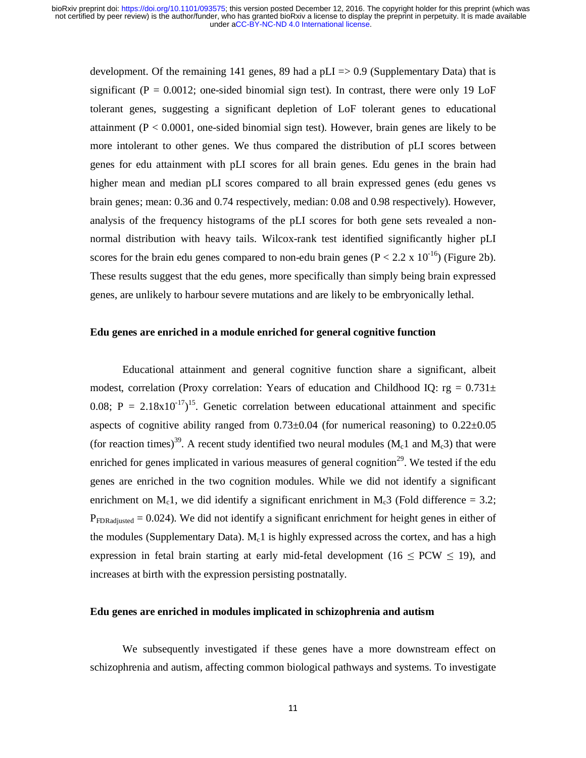development. Of the remaining 141 genes, 89 had a pLI => 0.9 (Supplementary Data) that is significant (P = 0.0012; one-sided binomial sign test). In contrast, there were only 19 LoF tolerant genes, suggesting a significant depletion of LoF tolerant genes to educational attainment (P < 0.0001, one-sided binomial sign test). However, brain genes are likely to be more intolerant to other genes. We thus compared the distribution of pLI scores between genes for edu attainment with pLI scores for all brain genes. Edu genes in the brain had higher mean and median pLI scores compared to all brain expressed genes (edu genes vs brain genes; mean: 0.36 and 0.74 respectively, median: 0.08 and 0.98 respectively). However, analysis of the frequency histograms of the pLI scores for both gene sets revealed a non-normal distribution with heavy tails. Wilcox-rank test identified significantly higher pLI scores for the brain edu genes compared to non-edu brain genes ($P < 2.2 \times 10^{-16}$) (Figure 2b). These results suggest that the edu genes, more specifically than simply being brain expressed genes, are unlikely to harbour severe mutations and are likely to be embryonically lethal.

### Edu genes are enriched in a module enriched for general cognitive function

Educational attainment and general cognitive function share a significant, albeit modest, correlation (Proxy correlation: Years of education and Childhood IQ: $rg = 0.731 \pm 0.08$; $P = 2.18 \times 10^{-17}$)[15]. Genetic correlation between educational attainment and specific aspects of cognitive ability ranged from 0.73±0.04 (for numerical reasoning) to 0.22±0.05 (for reaction times)[39]. A recent study identified two neural modules ($M_c1$ and $M_c3$) that were enriched for genes implicated in various measures of general cognition[29]. We tested if the edu genes are enriched in the two cognition modules. While we did not identify a significant enrichment on $M_c1$, we did identify a significant enrichment in $M_c3$ (Fold difference = 3.2; $P_{FDRadjusted} = 0.024$). We did not identify a significant enrichment for height genes in either of the modules (Supplementary Data). $M_c1$ is highly expressed across the cortex, and has a high expression in fetal brain starting at early mid-fetal development ($16 \leq PCW \leq 19$), and increases at birth with the expression persisting postnatally.

### Edu genes are enriched in modules implicated in schizophrenia and autism

We subsequently investigated if these genes have a more downstream effect on schizophrenia and autism, affecting common biological pathways and systems. To investigate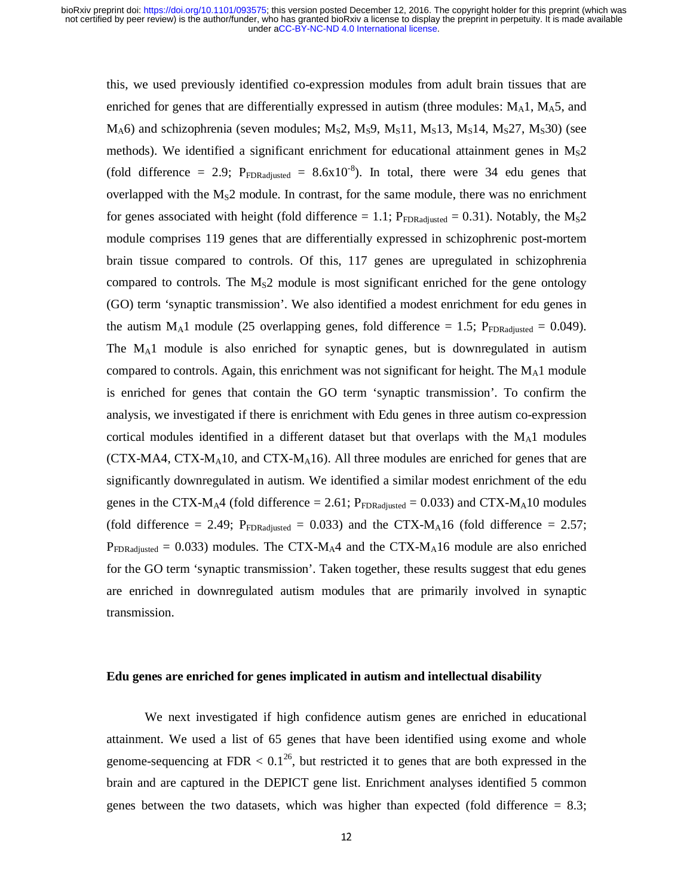this, we used previously identified co-expression modules from adult brain tissues that are enriched for genes that are differentially expressed in autism (three modules: $M_A1$, $M_A5$, and $M_A6$) and schizophrenia (seven modules; $M_S2$, $M_S9$, $M_S11$, $M_S13$, $M_S14$, $M_S27$, $M_S30$) (see methods). We identified a significant enrichment for educational attainment genes in $M_S2$ (fold difference = 2.9; $P_{FDRadjusted}$ = $8.6 \times 10^{-8}$). In total, there were 34 edu genes that overlapped with the $M_S2$ module. In contrast, for the same module, there was no enrichment for genes associated with height (fold difference = 1.1; $P_{FDRadjusted}$ = 0.31). Notably, the $M_S2$ module comprises 119 genes that are differentially expressed in schizophrenic post-mortem brain tissue compared to controls. Of this, 117 genes are upregulated in schizophrenia compared to controls. The $M_S2$ module is most significant enriched for the gene ontology (GO) term 'synaptic transmission'. We also identified a modest enrichment for edu genes in the autism $M_A1$ module (25 overlapping genes, fold difference = 1.5; $P_{FDRadjusted}$ = 0.049). The $M_A1$ module is also enriched for synaptic genes, but is downregulated in autism compared to controls. Again, this enrichment was not significant for height. The $M_A1$ module is enriched for genes that contain the GO term 'synaptic transmission'. To confirm the analysis, we investigated if there is enrichment with Edu genes in three autism co-expression cortical modules identified in a different dataset but that overlaps with the $M_A1$ modules (CTX-MA4, CTX-$M_A10$, and CTX-$M_A16$). All three modules are enriched for genes that are significantly downregulated in autism. We identified a similar modest enrichment of the edu genes in the CTX-$M_A4$ (fold difference = 2.61; $P_{FDRadjusted}$ = 0.033) and CTX-$M_A10$ modules (fold difference = 2.49; $P_{FDRadjusted}$ = 0.033) and the CTX-$M_A16$ (fold difference = 2.57; $P_{FDRadjusted}$ = 0.033) modules. The CTX-$M_A4$ and the CTX-$M_A16$ module are also enriched for the GO term 'synaptic transmission'. Taken together, these results suggest that edu genes are enriched in downregulated autism modules that are primarily involved in synaptic transmission.

**Edu genes are enriched for genes implicated in autism and intellectual disability**

We next investigated if high confidence autism genes are enriched in educational attainment. We used a list of 65 genes that have been identified using exome and whole genome-sequencing at FDR < 0.1[26], but restricted it to genes that are both expressed in the brain and are captured in the DEPICT gene list. Enrichment analyses identified 5 common genes between the two datasets, which was higher than expected (fold difference = 8.3;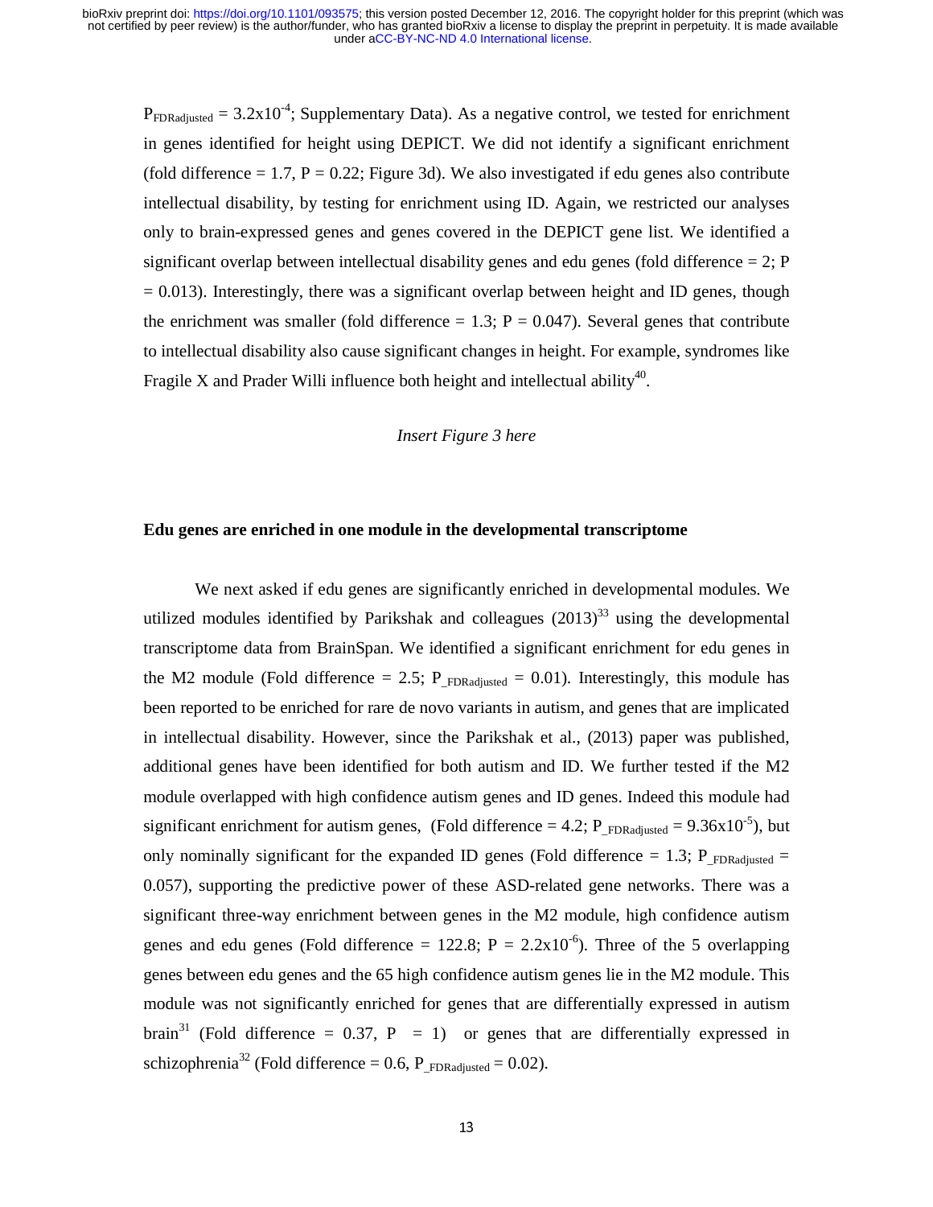$P_{FDRadjusted} = 3.2x10^{-4}$; Supplementary Data). As a negative control, we tested for enrichment in genes identified for height using DEPICT. We did not identify a significant enrichment (fold difference = 1.7, P = 0.22; Figure 3d). We also investigated if edu genes also contribute intellectual disability, by testing for enrichment using ID. Again, we restricted our analyses only to brain-expressed genes and genes covered in the DEPICT gene list. We identified a significant overlap between intellectual disability genes and edu genes (fold difference = 2; P = 0.013). Interestingly, there was a significant overlap between height and ID genes, though the enrichment was smaller (fold difference = 1.3; P = 0.047). Several genes that contribute to intellectual disability also cause significant changes in height. For example, syndromes like Fragile X and Prader Willi influence both height and intellectual ability[40].

*Insert Figure 3 here*

**Edu genes are enriched in one module in the developmental transcriptome**

We next asked if edu genes are significantly enriched in developmental modules. We utilized modules identified by Parikshak and colleagues (2013)[33] using the developmental transcriptome data from BrainSpan. We identified a significant enrichment for edu genes in the M2 module (Fold difference = 2.5; $P_{\_FDRadjusted} = 0.01$). Interestingly, this module has been reported to be enriched for rare de novo variants in autism, and genes that are implicated in intellectual disability. However, since the Parikshak et al., (2013) paper was published, additional genes have been identified for both autism and ID. We further tested if the M2 module overlapped with high confidence autism genes and ID genes. Indeed this module had significant enrichment for autism genes, (Fold difference = 4.2; $P_{\_FDRadjusted} = 9.36x10^{-5}$), but only nominally significant for the expanded ID genes (Fold difference = 1.3; $P_{\_FDRadjusted} = 0.057$), supporting the predictive power of these ASD-related gene networks. There was a significant three-way enrichment between genes in the M2 module, high confidence autism genes and edu genes (Fold difference = 122.8; $P = 2.2x10^{-6}$). Three of the 5 overlapping genes between edu genes and the 65 high confidence autism genes lie in the M2 module. This module was not significantly enriched for genes that are differentially expressed in autism brain[31] (Fold difference = 0.37, P = 1) or genes that are differentially expressed in schizophrenia[32] (Fold difference = 0.6, $P_{\_FDRadjusted} = 0.02$).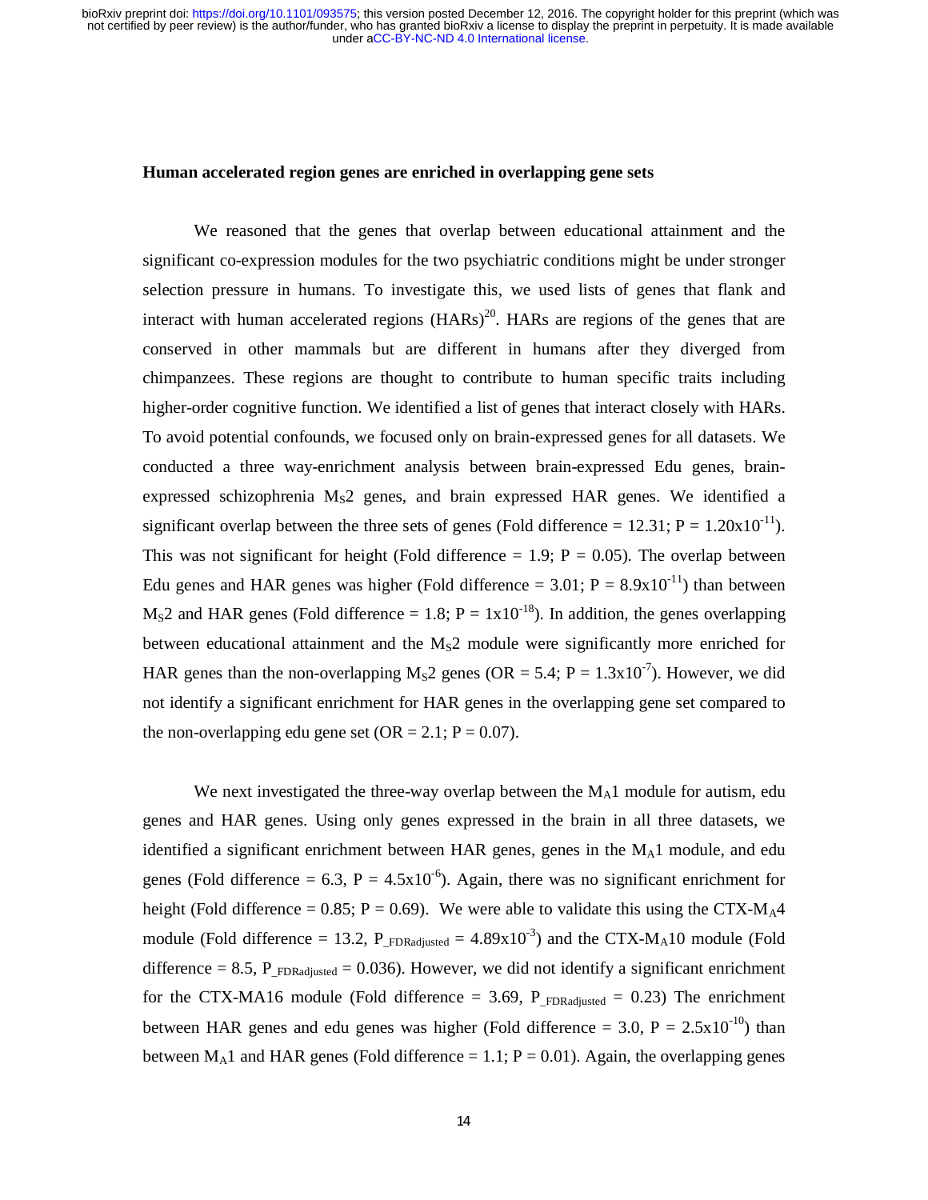### Human accelerated region genes are enriched in overlapping gene sets

We reasoned that the genes that overlap between educational attainment and the significant co-expression modules for the two psychiatric conditions might be under stronger selection pressure in humans. To investigate this, we used lists of genes that flank and interact with human accelerated regions (HARs)[20]. HARs are regions of the genes that are conserved in other mammals but are different in humans after they diverged from chimpanzees. These regions are thought to contribute to human specific traits including higher-order cognitive function. We identified a list of genes that interact closely with HARs. To avoid potential confounds, we focused only on brain-expressed genes for all datasets. We conducted a three way-enrichment analysis between brain-expressed Edu genes, brain-expressed schizophrenia $M_S2$ genes, and brain expressed HAR genes. We identified a significant overlap between the three sets of genes (Fold difference = 12.31; P = $1.20 \times 10^{-11}$). This was not significant for height (Fold difference = 1.9; P = 0.05). The overlap between Edu genes and HAR genes was higher (Fold difference = 3.01; P = $8.9 \times 10^{-11}$) than between $M_S2$ and HAR genes (Fold difference = 1.8; P = $1 \times 10^{-18}$). In addition, the genes overlapping between educational attainment and the $M_S2$ module were significantly more enriched for HAR genes than the non-overlapping $M_S2$ genes (OR = 5.4; P = $1.3 \times 10^{-7}$). However, we did not identify a significant enrichment for HAR genes in the overlapping gene set compared to the non-overlapping edu gene set (OR = 2.1; P = 0.07).

We next investigated the three-way overlap between the $M_A1$ module for autism, edu genes and HAR genes. Using only genes expressed in the brain in all three datasets, we identified a significant enrichment between HAR genes, genes in the $M_A1$ module, and edu genes (Fold difference = 6.3, P = $4.5 \times 10^{-6}$). Again, there was no significant enrichment for height (Fold difference = 0.85; P = 0.69). We were able to validate this using the CTX-$M_A4$ module (Fold difference = 13.2, $P_{\_FDRadjusted}$ = $4.89 \times 10^{-3}$) and the CTX-$M_A10$ module (Fold difference = 8.5, $P_{\_FDRadjusted}$ = 0.036). However, we did not identify a significant enrichment for the CTX-MA16 module (Fold difference = 3.69, $P_{\_FDRadjusted}$ = 0.23) The enrichment between HAR genes and edu genes was higher (Fold difference = 3.0, P = $2.5 \times 10^{-10}$) than between $M_A1$ and HAR genes (Fold difference = 1.1; P = 0.01). Again, the overlapping genes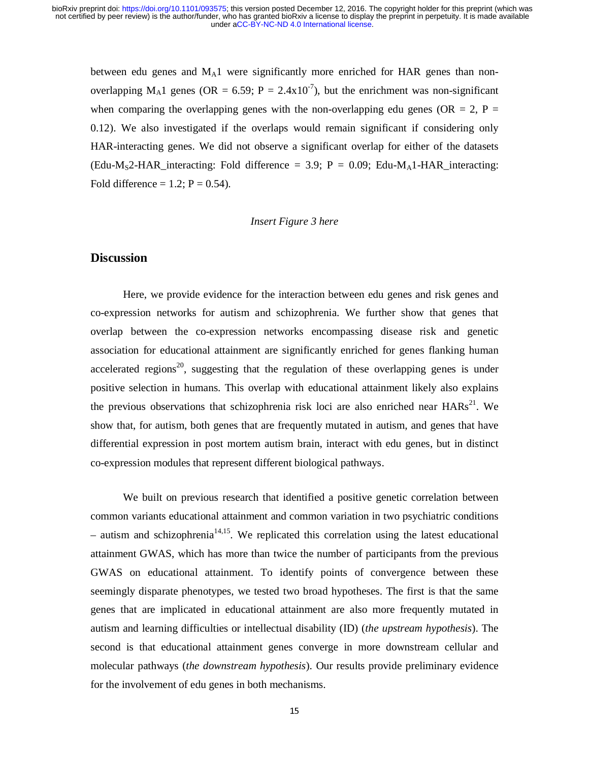between edu genes and $M_A1$ were significantly more enriched for HAR genes than non-overlapping $M_A1$ genes (OR = 6.59; P = $2.4 \times 10^{-7}$), but the enrichment was non-significant when comparing the overlapping genes with the non-overlapping edu genes (OR = 2, P = 0.12). We also investigated if the overlaps would remain significant if considering only HAR-interacting genes. We did not observe a significant overlap for either of the datasets (Edu-$M_S2$-HAR_interacting: Fold difference = 3.9; P = 0.09; Edu-$M_A1$-HAR_interacting: Fold difference = 1.2; P = 0.54).

*Insert Figure 3 here*

## Discussion

Here, we provide evidence for the interaction between edu genes and risk genes and co-expression networks for autism and schizophrenia. We further show that genes that overlap between the co-expression networks encompassing disease risk and genetic association for educational attainment are significantly enriched for genes flanking human accelerated regions[20], suggesting that the regulation of these overlapping genes is under positive selection in humans. This overlap with educational attainment likely also explains the previous observations that schizophrenia risk loci are also enriched near HARs[21]. We show that, for autism, both genes that are frequently mutated in autism, and genes that have differential expression in post mortem autism brain, interact with edu genes, but in distinct co-expression modules that represent different biological pathways.

We built on previous research that identified a positive genetic correlation between common variants educational attainment and common variation in two psychiatric conditions – autism and schizophrenia[14,15]. We replicated this correlation using the latest educational attainment GWAS, which has more than twice the number of participants from the previous GWAS on educational attainment. To identify points of convergence between these seemingly disparate phenotypes, we tested two broad hypotheses. The first is that the same genes that are implicated in educational attainment are also more frequently mutated in autism and learning difficulties or intellectual disability (ID) (*the upstream hypothesis*). The second is that educational attainment genes converge in more downstream cellular and molecular pathways (*the downstream hypothesis*). Our results provide preliminary evidence for the involvement of edu genes in both mechanisms.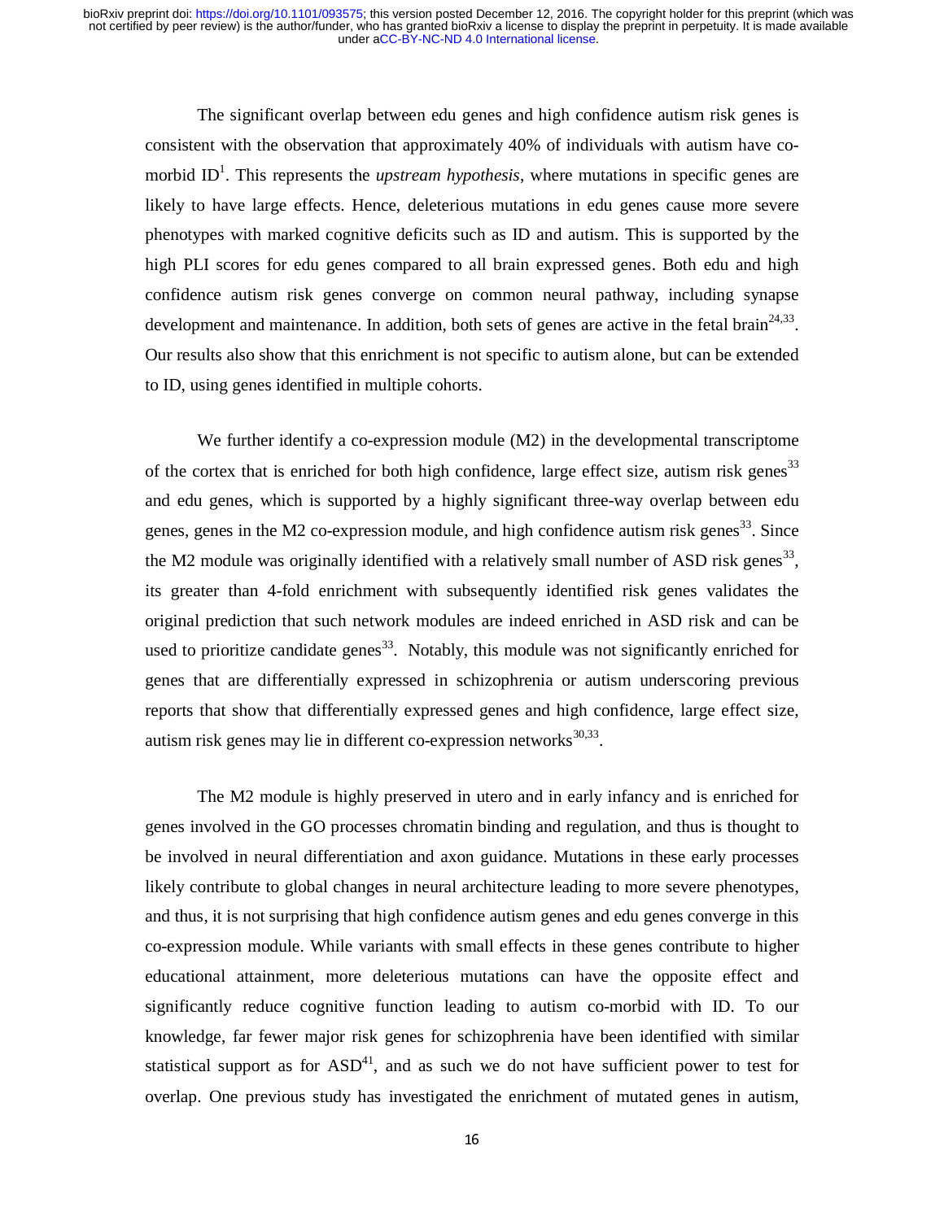The significant overlap between edu genes and high confidence autism risk genes is consistent with the observation that approximately 40% of individuals with autism have co-morbid ID[1]. This represents the *upstream hypothesis*, where mutations in specific genes are likely to have large effects. Hence, deleterious mutations in edu genes cause more severe phenotypes with marked cognitive deficits such as ID and autism. This is supported by the high PLI scores for edu genes compared to all brain expressed genes. Both edu and high confidence autism risk genes converge on common neural pathway, including synapse development and maintenance. In addition, both sets of genes are active in the fetal brain[24,33]. Our results also show that this enrichment is not specific to autism alone, but can be extended to ID, using genes identified in multiple cohorts.

We further identify a co-expression module (M2) in the developmental transcriptome of the cortex that is enriched for both high confidence, large effect size, autism risk genes[33] and edu genes, which is supported by a highly significant three-way overlap between edu genes, genes in the M2 co-expression module, and high confidence autism risk genes[33]. Since the M2 module was originally identified with a relatively small number of ASD risk genes[33], its greater than 4-fold enrichment with subsequently identified risk genes validates the original prediction that such network modules are indeed enriched in ASD risk and can be used to prioritize candidate genes[33]. Notably, this module was not significantly enriched for genes that are differentially expressed in schizophrenia or autism underscoring previous reports that show that differentially expressed genes and high confidence, large effect size, autism risk genes may lie in different co-expression networks[30,33].

The M2 module is highly preserved in utero and in early infancy and is enriched for genes involved in the GO processes chromatin binding and regulation, and thus is thought to be involved in neural differentiation and axon guidance. Mutations in these early processes likely contribute to global changes in neural architecture leading to more severe phenotypes, and thus, it is not surprising that high confidence autism genes and edu genes converge in this co-expression module. While variants with small effects in these genes contribute to higher educational attainment, more deleterious mutations can have the opposite effect and significantly reduce cognitive function leading to autism co-morbid with ID. To our knowledge, far fewer major risk genes for schizophrenia have been identified with similar statistical support as for ASD[41], and as such we do not have sufficient power to test for overlap. One previous study has investigated the enrichment of mutated genes in autism,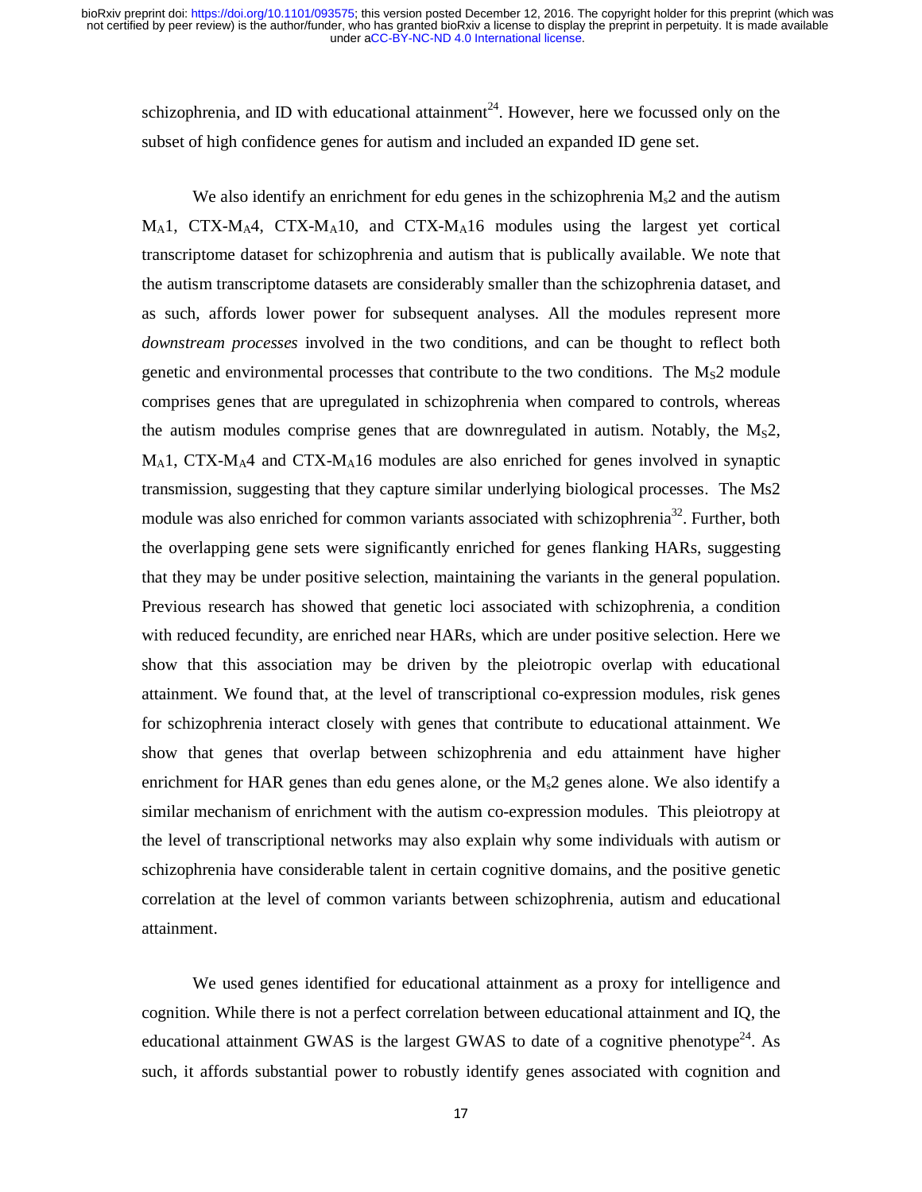schizophrenia, and ID with educational attainment[24]. However, here we focussed only on the subset of high confidence genes for autism and included an expanded ID gene set.

We also identify an enrichment for edu genes in the schizophrenia $M_s2$ and the autism $M_A1$, CTX-$M_A4$, CTX-$M_A10$, and CTX-$M_A16$ modules using the largest yet cortical transcriptome dataset for schizophrenia and autism that is publically available. We note that the autism transcriptome datasets are considerably smaller than the schizophrenia dataset, and as such, affords lower power for subsequent analyses. All the modules represent more *downstream processes* involved in the two conditions, and can be thought to reflect both genetic and environmental processes that contribute to the two conditions. The $M_S2$ module comprises genes that are upregulated in schizophrenia when compared to controls, whereas the autism modules comprise genes that are downregulated in autism. Notably, the $M_S2$, $M_A1$, CTX-$M_A4$ and CTX-$M_A16$ modules are also enriched for genes involved in synaptic transmission, suggesting that they capture similar underlying biological processes. The Ms2 module was also enriched for common variants associated with schizophrenia[32]. Further, both the overlapping gene sets were significantly enriched for genes flanking HARs, suggesting that they may be under positive selection, maintaining the variants in the general population. Previous research has showed that genetic loci associated with schizophrenia, a condition with reduced fecundity, are enriched near HARs, which are under positive selection. Here we show that this association may be driven by the pleiotropic overlap with educational attainment. We found that, at the level of transcriptional co-expression modules, risk genes for schizophrenia interact closely with genes that contribute to educational attainment. We show that genes that overlap between schizophrenia and edu attainment have higher enrichment for HAR genes than edu genes alone, or the $M_s2$ genes alone. We also identify a similar mechanism of enrichment with the autism co-expression modules. This pleiotropy at the level of transcriptional networks may also explain why some individuals with autism or schizophrenia have considerable talent in certain cognitive domains, and the positive genetic correlation at the level of common variants between schizophrenia, autism and educational attainment.

We used genes identified for educational attainment as a proxy for intelligence and cognition. While there is not a perfect correlation between educational attainment and IQ, the educational attainment GWAS is the largest GWAS to date of a cognitive phenotype[24]. As such, it affords substantial power to robustly identify genes associated with cognition and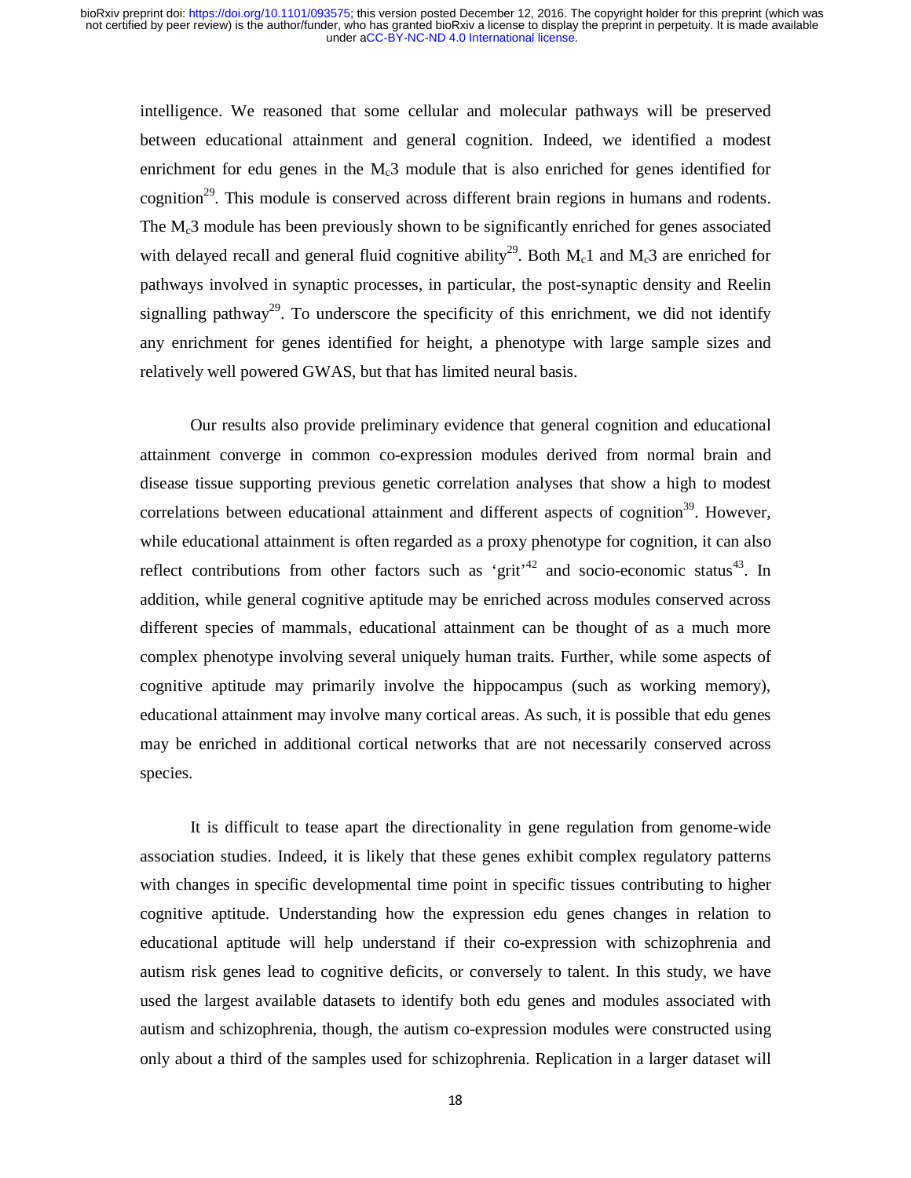intelligence. We reasoned that some cellular and molecular pathways will be preserved between educational attainment and general cognition. Indeed, we identified a modest enrichment for edu genes in the $M_c3$ module that is also enriched for genes identified for cognition[29]. This module is conserved across different brain regions in humans and rodents. The $M_c3$ module has been previously shown to be significantly enriched for genes associated with delayed recall and general fluid cognitive ability[29]. Both $M_c1$ and $M_c3$ are enriched for pathways involved in synaptic processes, in particular, the post-synaptic density and Reelin signalling pathway[29]. To underscore the specificity of this enrichment, we did not identify any enrichment for genes identified for height, a phenotype with large sample sizes and relatively well powered GWAS, but that has limited neural basis.

Our results also provide preliminary evidence that general cognition and educational attainment converge in common co-expression modules derived from normal brain and disease tissue supporting previous genetic correlation analyses that show a high to modest correlations between educational attainment and different aspects of cognition[39]. However, while educational attainment is often regarded as a proxy phenotype for cognition, it can also reflect contributions from other factors such as 'grit'[42] and socio-economic status[43]. In addition, while general cognitive aptitude may be enriched across modules conserved across different species of mammals, educational attainment can be thought of as a much more complex phenotype involving several uniquely human traits. Further, while some aspects of cognitive aptitude may primarily involve the hippocampus (such as working memory), educational attainment may involve many cortical areas. As such, it is possible that edu genes may be enriched in additional cortical networks that are not necessarily conserved across species.

It is difficult to tease apart the directionality in gene regulation from genome-wide association studies. Indeed, it is likely that these genes exhibit complex regulatory patterns with changes in specific developmental time point in specific tissues contributing to higher cognitive aptitude. Understanding how the expression edu genes changes in relation to educational aptitude will help understand if their co-expression with schizophrenia and autism risk genes lead to cognitive deficits, or conversely to talent. In this study, we have used the largest available datasets to identify both edu genes and modules associated with autism and schizophrenia, though, the autism co-expression modules were constructed using only about a third of the samples used for schizophrenia. Replication in a larger dataset will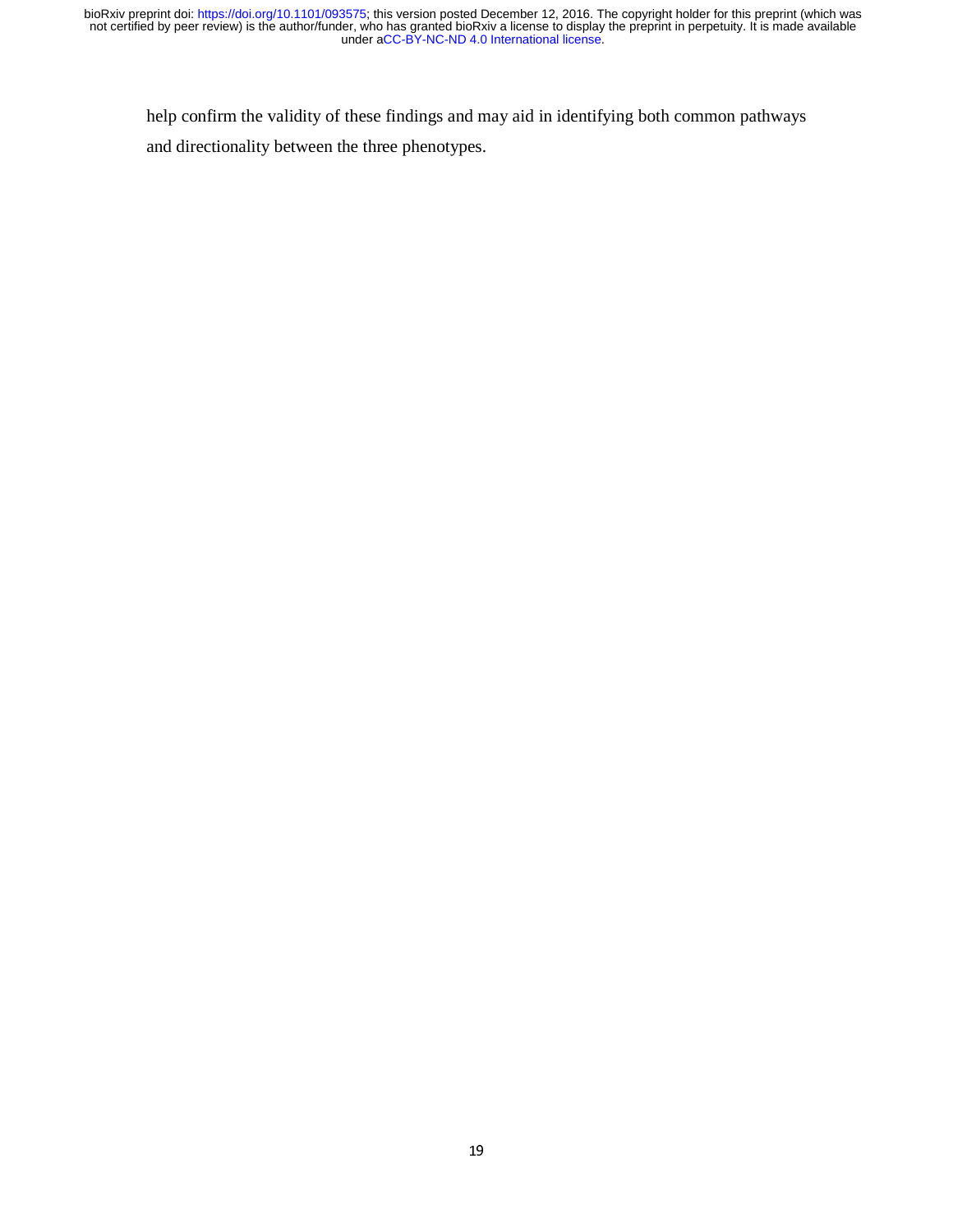help confirm the validity of these findings and may aid in identifying both common pathways and directionality between the three phenotypes.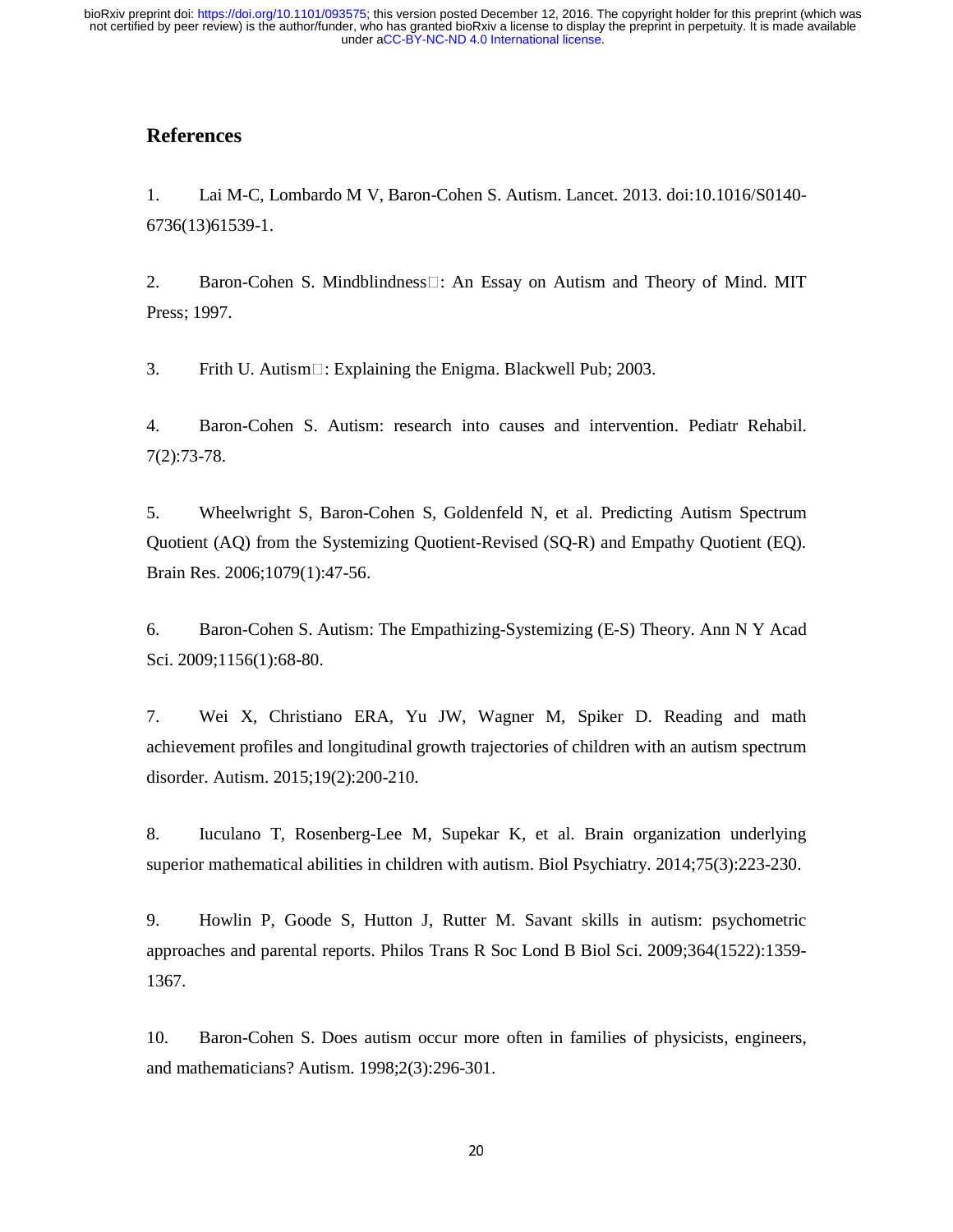## References

1. Lai M-C, Lombardo M V, Baron-Cohen S. Autism. Lancet. 2013. doi:10.1016/S0140-6736(13)61539-1.

2. Baron-Cohen S. Mindblindness□: An Essay on Autism and Theory of Mind. MIT Press; 1997.

3. Frith U. Autism□: Explaining the Enigma. Blackwell Pub; 2003.

4. Baron-Cohen S. Autism: research into causes and intervention. Pediatr Rehabil. 7(2):73-78.

5. Wheelwright S, Baron-Cohen S, Goldenfeld N, et al. Predicting Autism Spectrum Quotient (AQ) from the Systemizing Quotient-Revised (SQ-R) and Empathy Quotient (EQ). Brain Res. 2006;1079(1):47-56.

6. Baron-Cohen S. Autism: The Empathizing-Systemizing (E-S) Theory. Ann N Y Acad Sci. 2009;1156(1):68-80.

7. Wei X, Christiano ERA, Yu JW, Wagner M, Spiker D. Reading and math achievement profiles and longitudinal growth trajectories of children with an autism spectrum disorder. Autism. 2015;19(2):200-210.

8. Iuculano T, Rosenberg-Lee M, Supekar K, et al. Brain organization underlying superior mathematical abilities in children with autism. Biol Psychiatry. 2014;75(3):223-230.

9. Howlin P, Goode S, Hutton J, Rutter M. Savant skills in autism: psychometric approaches and parental reports. Philos Trans R Soc Lond B Biol Sci. 2009;364(1522):1359-1367.

10. Baron-Cohen S. Does autism occur more often in families of physicists, engineers, and mathematicians? Autism. 1998;2(3):296-301.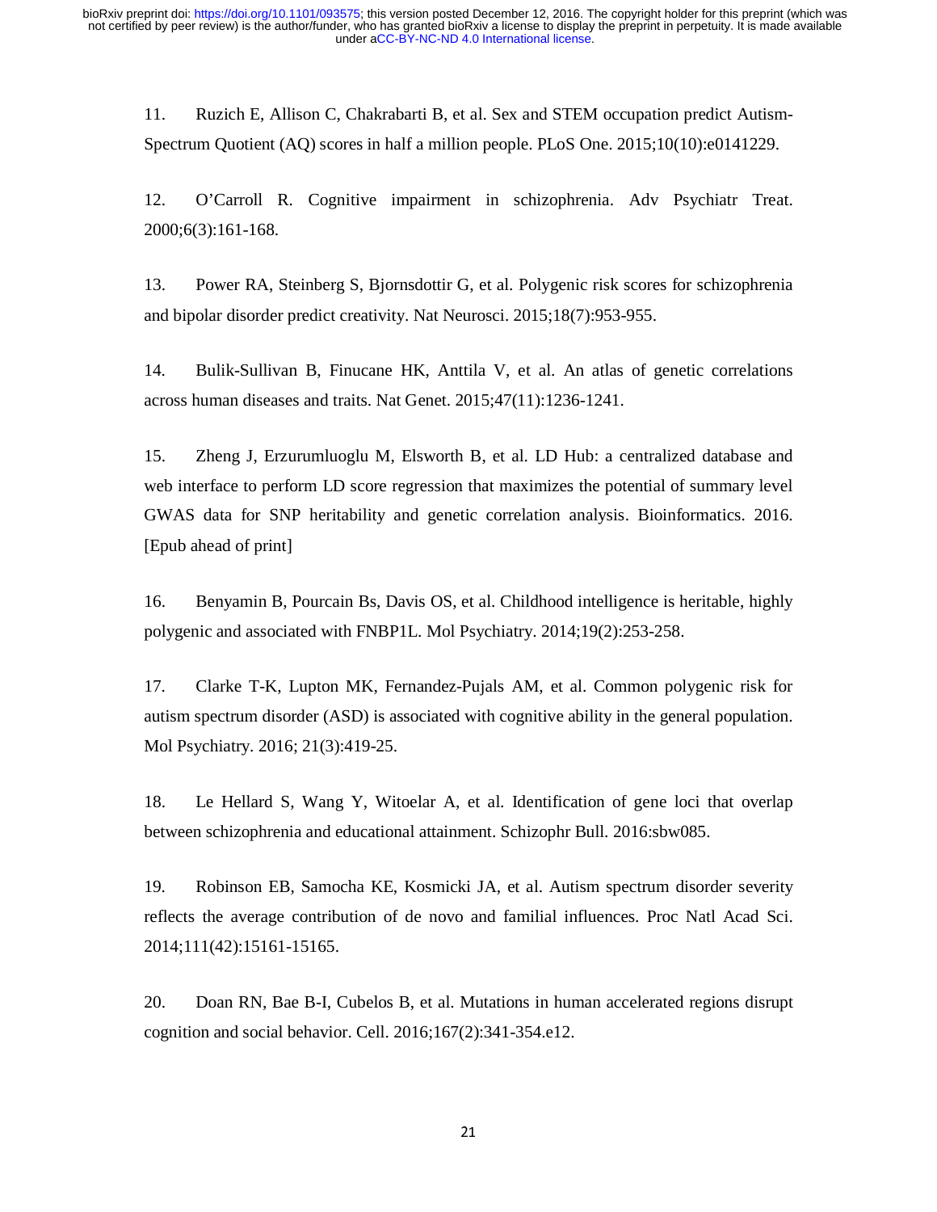11. Ruzich E, Allison C, Chakrabarti B, et al. Sex and STEM occupation predict Autism-Spectrum Quotient (AQ) scores in half a million people. PLoS One. 2015;10(10):e0141229.

12. O'Carroll R. Cognitive impairment in schizophrenia. Adv Psychiatr Treat. 2000;6(3):161-168.

13. Power RA, Steinberg S, Bjornsdottir G, et al. Polygenic risk scores for schizophrenia and bipolar disorder predict creativity. Nat Neurosci. 2015;18(7):953-955.

14. Bulik-Sullivan B, Finucane HK, Anttila V, et al. An atlas of genetic correlations across human diseases and traits. Nat Genet. 2015;47(11):1236-1241.

15. Zheng J, Erzurumluoglu M, Elsworth B, et al. LD Hub: a centralized database and web interface to perform LD score regression that maximizes the potential of summary level GWAS data for SNP heritability and genetic correlation analysis. Bioinformatics. 2016. [Epub ahead of print]

16. Benyamin B, Pourcain Bs, Davis OS, et al. Childhood intelligence is heritable, highly polygenic and associated with FNBP1L. Mol Psychiatry. 2014;19(2):253-258.

17. Clarke T-K, Lupton MK, Fernandez-Pujals AM, et al. Common polygenic risk for autism spectrum disorder (ASD) is associated with cognitive ability in the general population. Mol Psychiatry. 2016; 21(3):419-25.

18. Le Hellard S, Wang Y, Witoelar A, et al. Identification of gene loci that overlap between schizophrenia and educational attainment. Schizophr Bull. 2016:sbw085.

19. Robinson EB, Samocha KE, Kosmicki JA, et al. Autism spectrum disorder severity reflects the average contribution of de novo and familial influences. Proc Natl Acad Sci. 2014;111(42):15161-15165.

20. Doan RN, Bae B-I, Cubelos B, et al. Mutations in human accelerated regions disrupt cognition and social behavior. Cell. 2016;167(2):341-354.e12.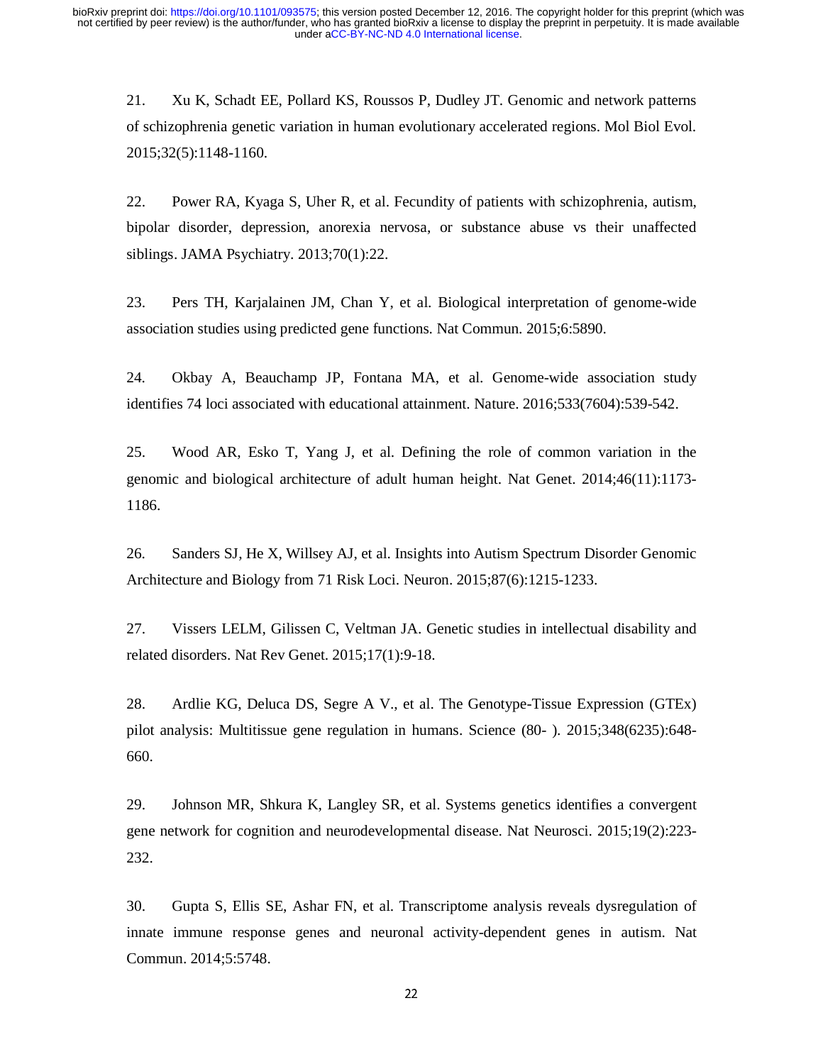21. Xu K, Schadt EE, Pollard KS, Roussos P, Dudley JT. Genomic and network patterns of schizophrenia genetic variation in human evolutionary accelerated regions. Mol Biol Evol. 2015;32(5):1148-1160.

22. Power RA, Kyaga S, Uher R, et al. Fecundity of patients with schizophrenia, autism, bipolar disorder, depression, anorexia nervosa, or substance abuse vs their unaffected siblings. JAMA Psychiatry. 2013;70(1):22.

23. Pers TH, Karjalainen JM, Chan Y, et al. Biological interpretation of genome-wide association studies using predicted gene functions. Nat Commun. 2015;6:5890.

24. Okbay A, Beauchamp JP, Fontana MA, et al. Genome-wide association study identifies 74 loci associated with educational attainment. Nature. 2016;533(7604):539-542.

25. Wood AR, Esko T, Yang J, et al. Defining the role of common variation in the genomic and biological architecture of adult human height. Nat Genet. 2014;46(11):1173-1186.

26. Sanders SJ, He X, Willsey AJ, et al. Insights into Autism Spectrum Disorder Genomic Architecture and Biology from 71 Risk Loci. Neuron. 2015;87(6):1215-1233.

27. Vissers LELM, Gilissen C, Veltman JA. Genetic studies in intellectual disability and related disorders. Nat Rev Genet. 2015;17(1):9-18.

28. Ardlie KG, Deluca DS, Segre A V., et al. The Genotype-Tissue Expression (GTEx) pilot analysis: Multitissue gene regulation in humans. Science (80- ). 2015;348(6235):648-660.

29. Johnson MR, Shkura K, Langley SR, et al. Systems genetics identifies a convergent gene network for cognition and neurodevelopmental disease. Nat Neurosci. 2015;19(2):223-232.

30. Gupta S, Ellis SE, Ashar FN, et al. Transcriptome analysis reveals dysregulation of innate immune response genes and neuronal activity-dependent genes in autism. Nat Commun. 2014;5:5748.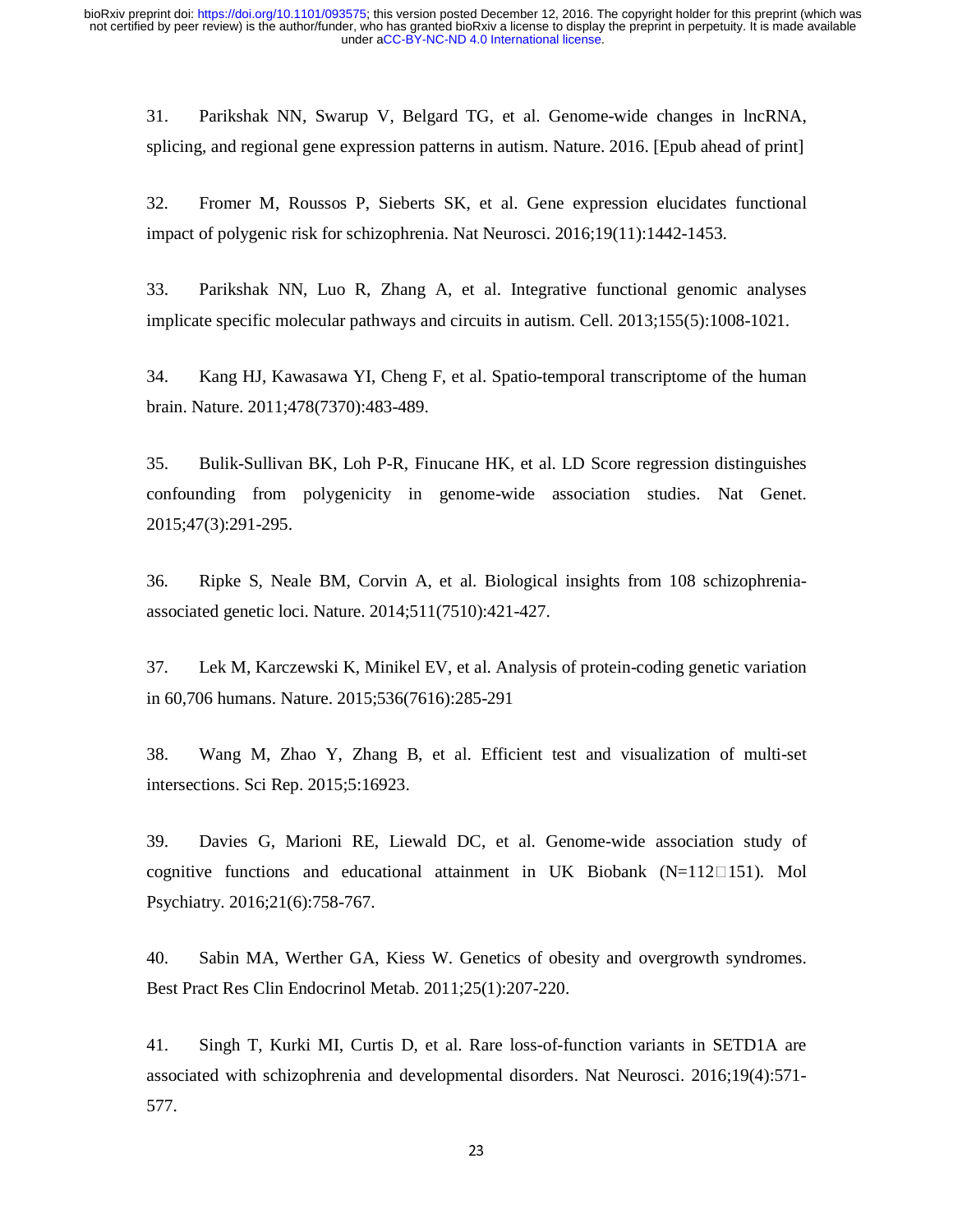31. Parikshak NN, Swarup V, Belgard TG, et al. Genome-wide changes in lncRNA, splicing, and regional gene expression patterns in autism. Nature. 2016. [Epub ahead of print]

32. Fromer M, Roussos P, Sieberts SK, et al. Gene expression elucidates functional impact of polygenic risk for schizophrenia. Nat Neurosci. 2016;19(11):1442-1453.

33. Parikshak NN, Luo R, Zhang A, et al. Integrative functional genomic analyses implicate specific molecular pathways and circuits in autism. Cell. 2013;155(5):1008-1021.

34. Kang HJ, Kawasawa YI, Cheng F, et al. Spatio-temporal transcriptome of the human brain. Nature. 2011;478(7370):483-489.

35. Bulik-Sullivan BK, Loh P-R, Finucane HK, et al. LD Score regression distinguishes confounding from polygenicity in genome-wide association studies. Nat Genet. 2015;47(3):291-295.

36. Ripke S, Neale BM, Corvin A, et al. Biological insights from 108 schizophrenia-associated genetic loci. Nature. 2014;511(7510):421-427.

37. Lek M, Karczewski K, Minikel EV, et al. Analysis of protein-coding genetic variation in 60,706 humans. Nature. 2015;536(7616):285-291

38. Wang M, Zhao Y, Zhang B, et al. Efficient test and visualization of multi-set intersections. Sci Rep. 2015;5:16923.

39. Davies G, Marioni RE, Liewald DC, et al. Genome-wide association study of cognitive functions and educational attainment in UK Biobank (N=112□151). Mol Psychiatry. 2016;21(6):758-767.

40. Sabin MA, Werther GA, Kiess W. Genetics of obesity and overgrowth syndromes. Best Pract Res Clin Endocrinol Metab. 2011;25(1):207-220.

41. Singh T, Kurki MI, Curtis D, et al. Rare loss-of-function variants in SETD1A are associated with schizophrenia and developmental disorders. Nat Neurosci. 2016;19(4):571-577.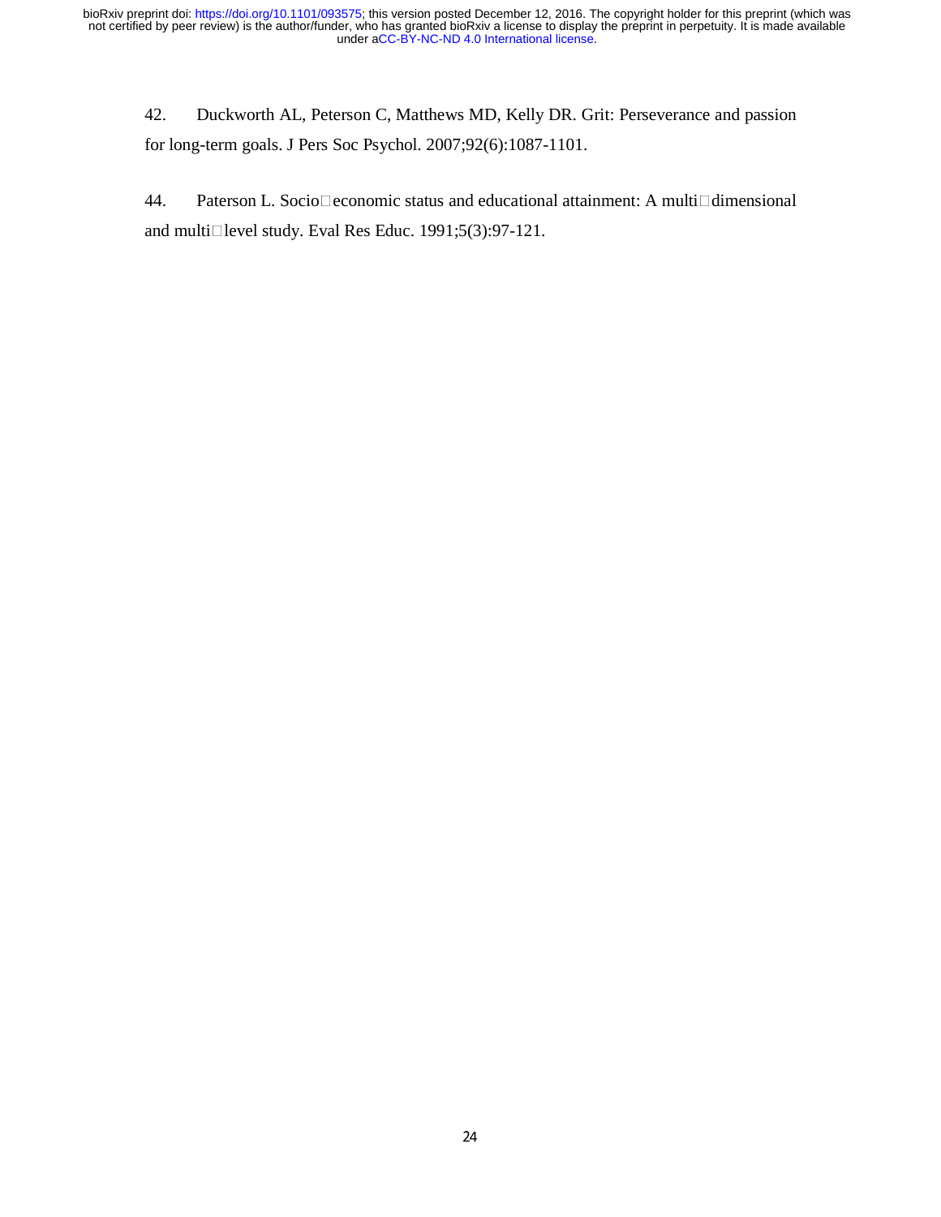42. Duckworth AL, Peterson C, Matthews MD, Kelly DR. Grit: Perseverance and passion for long-term goals. J Pers Soc Psychol. 2007;92(6):1087-1101.

44. Paterson L. Socio□economic status and educational attainment: A multi□dimensional and multi□level study. Eval Res Educ. 1991;5(3):97-121.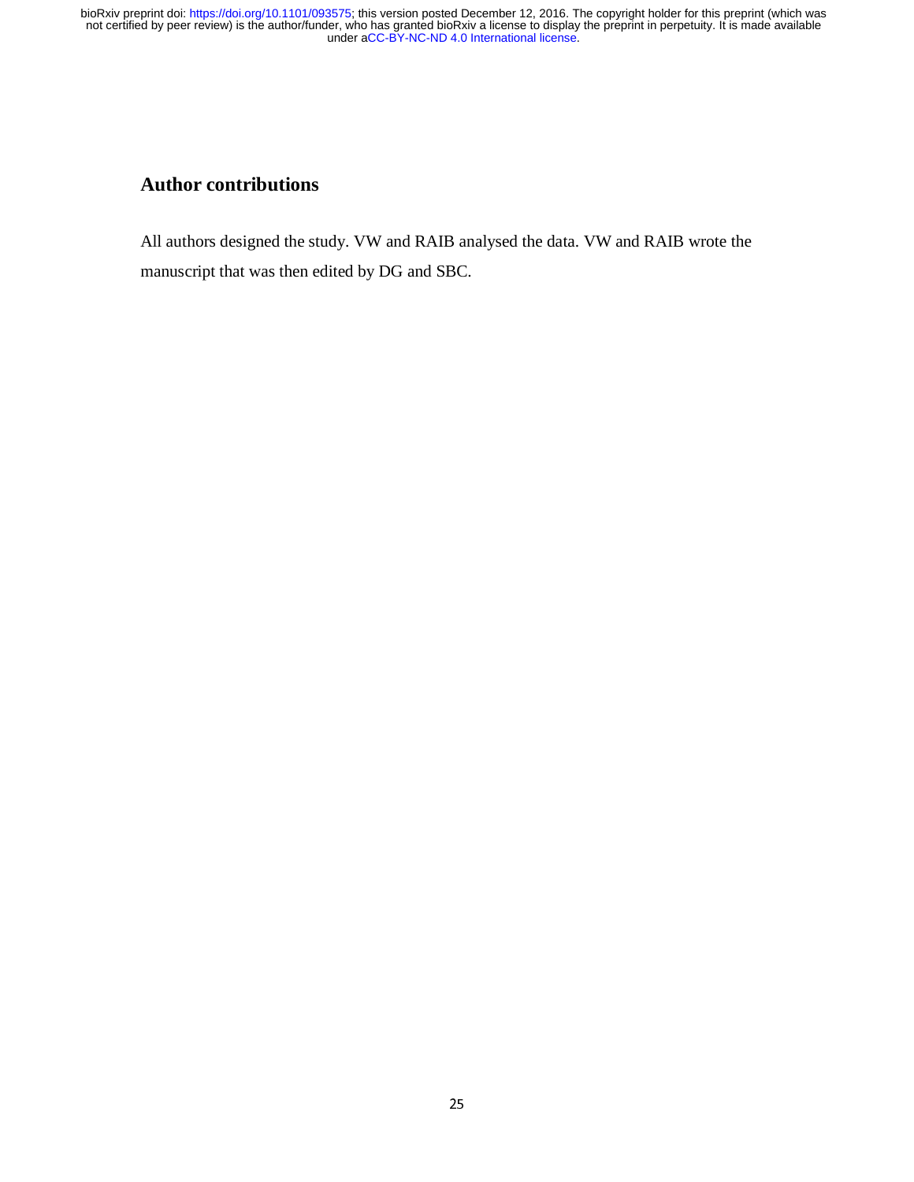## Author contributions

All authors designed the study. VW and RAIB analysed the data. VW and RAIB wrote the manuscript that was then edited by DG and SBC.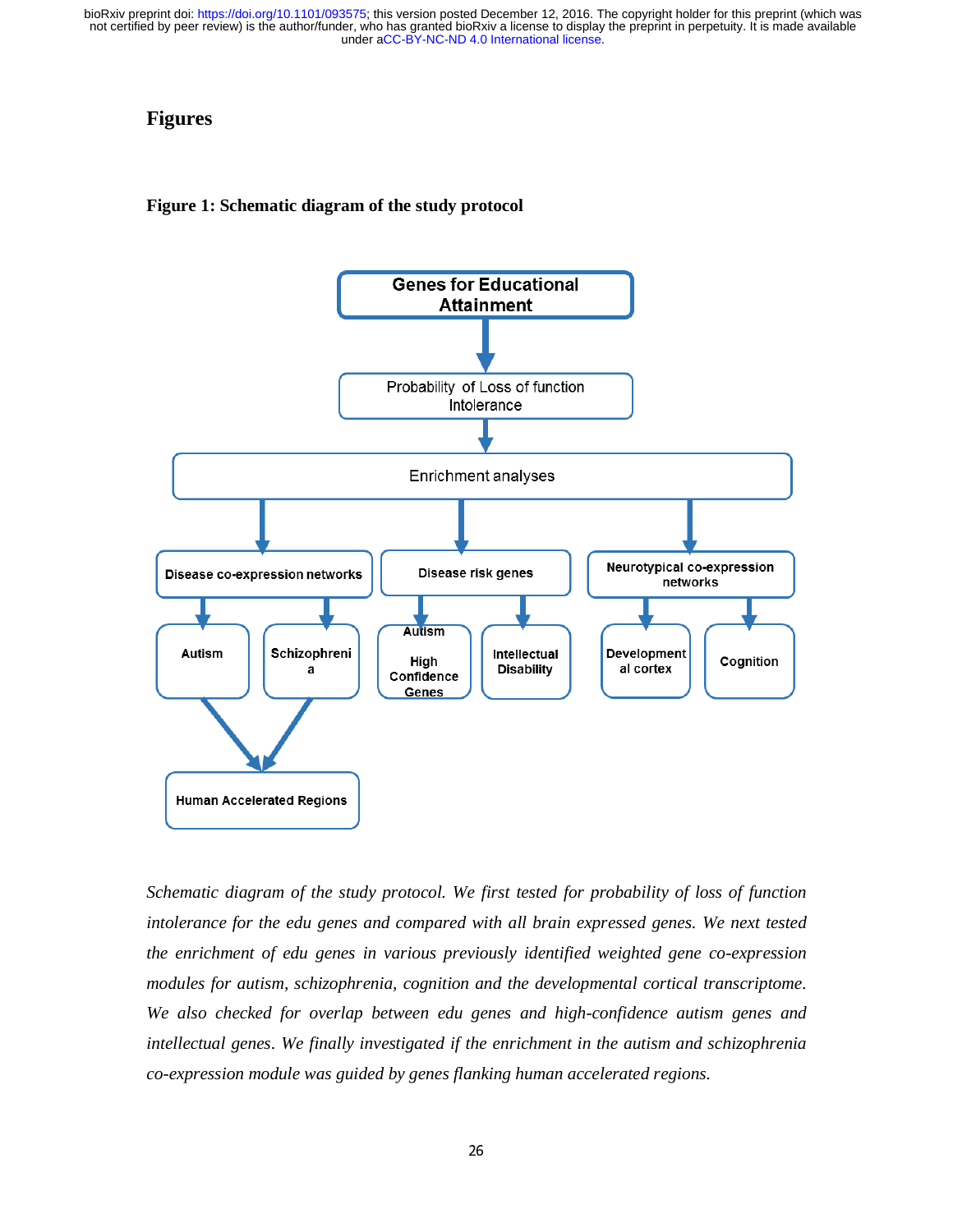# Figures

## Figure 1: Schematic diagram of the study protocol

*Schematic diagram of the study protocol. We first tested for probability of loss of function intolerance for the edu genes and compared with all brain expressed genes. We next tested the enrichment of edu genes in various previously identified weighted gene co-expression modules for autism, schizophrenia, cognition and the developmental cortical transcriptome. We also checked for overlap between edu genes and high-confidence autism genes and intellectual genes. We finally investigated if the enrichment in the autism and schizophrenia co-expression module was guided by genes flanking human accelerated regions.*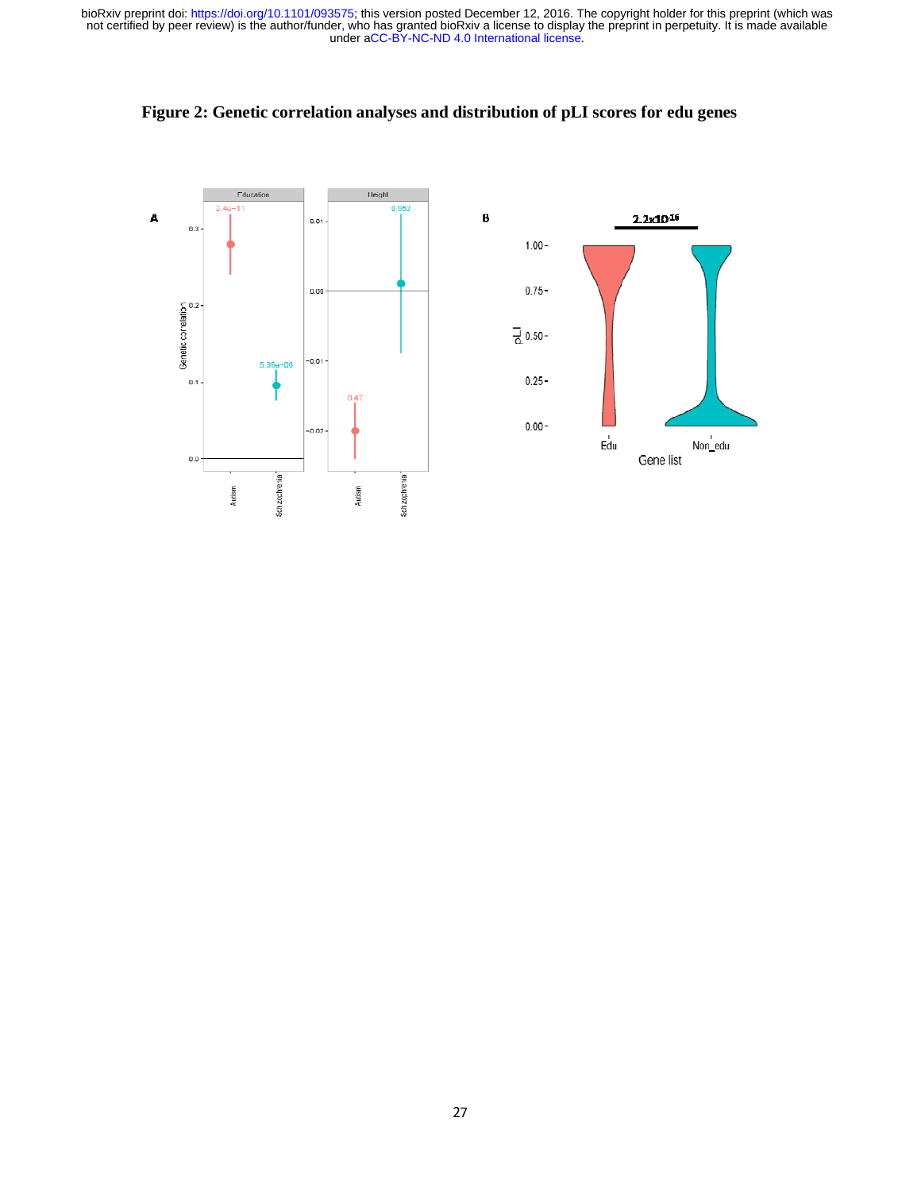**Figure 2: Genetic correlation analyses and distribution of pLI scores for edu genes**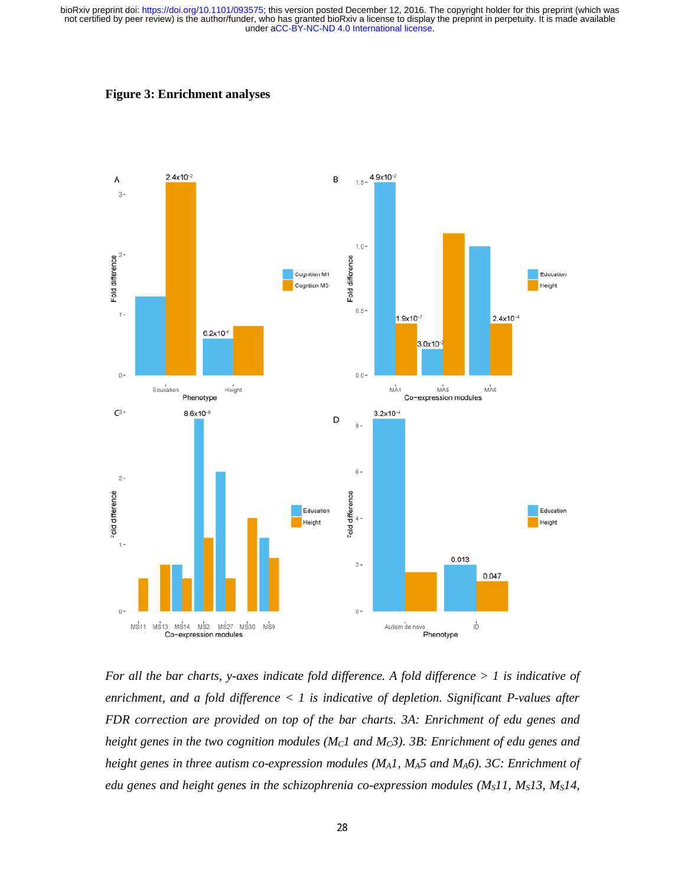**Figure 3: Enrichment analyses**

*For all the bar charts, y-axes indicate fold difference. A fold difference > 1 is indicative of enrichment, and a fold difference < 1 is indicative of depletion. Significant P-values after FDR correction are provided on top of the bar charts. 3A: Enrichment of edu genes and height genes in the two cognition modules ($M_C1$ and $M_C3$). 3B: Enrichment of edu genes and height genes in three autism co-expression modules ($M_A1$, $M_A5$ and $M_A6$). 3C: Enrichment of edu genes and height genes in the schizophrenia co-expression modules ($M_S11$, $M_S13$, $M_S14$,*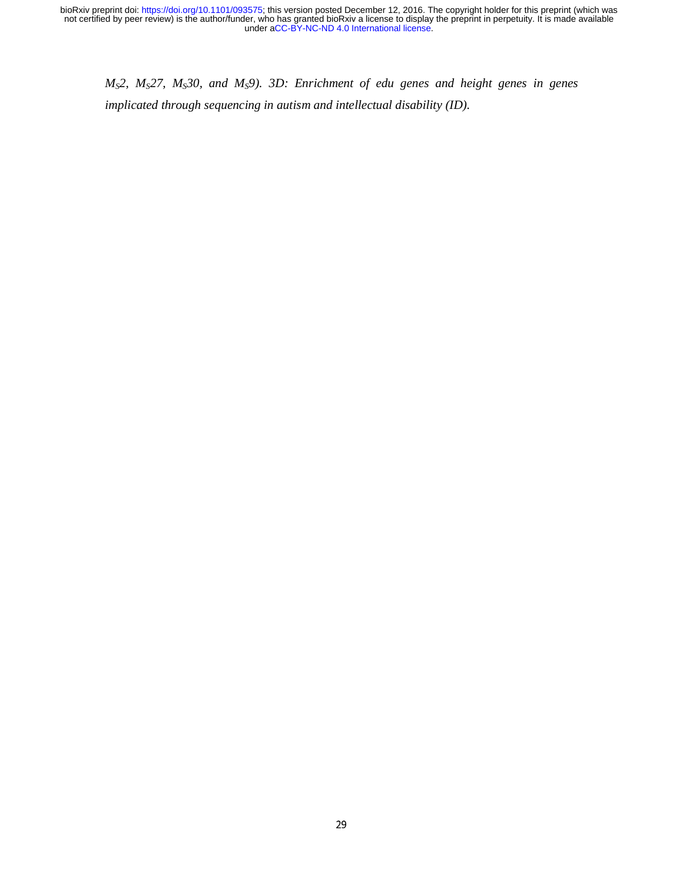*$M_S$2, $M_S$27, $M_S$30, and $M_S$9). 3D: Enrichment of edu genes and height genes in genes implicated through sequencing in autism and intellectual disability (ID).*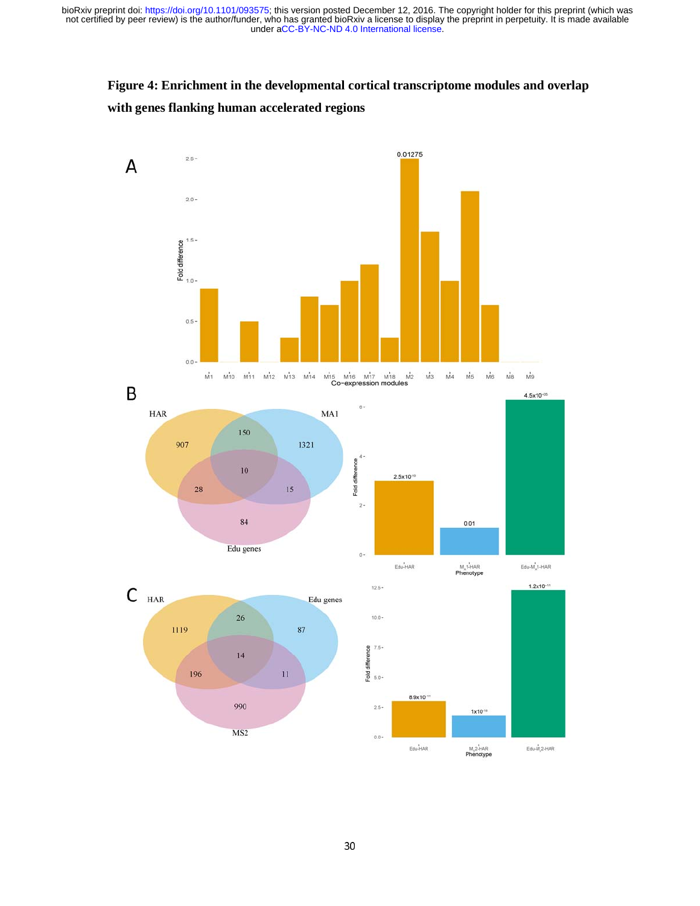**Figure 4: Enrichment in the developmental cortical transcriptome modules and overlap with genes flanking human accelerated regions**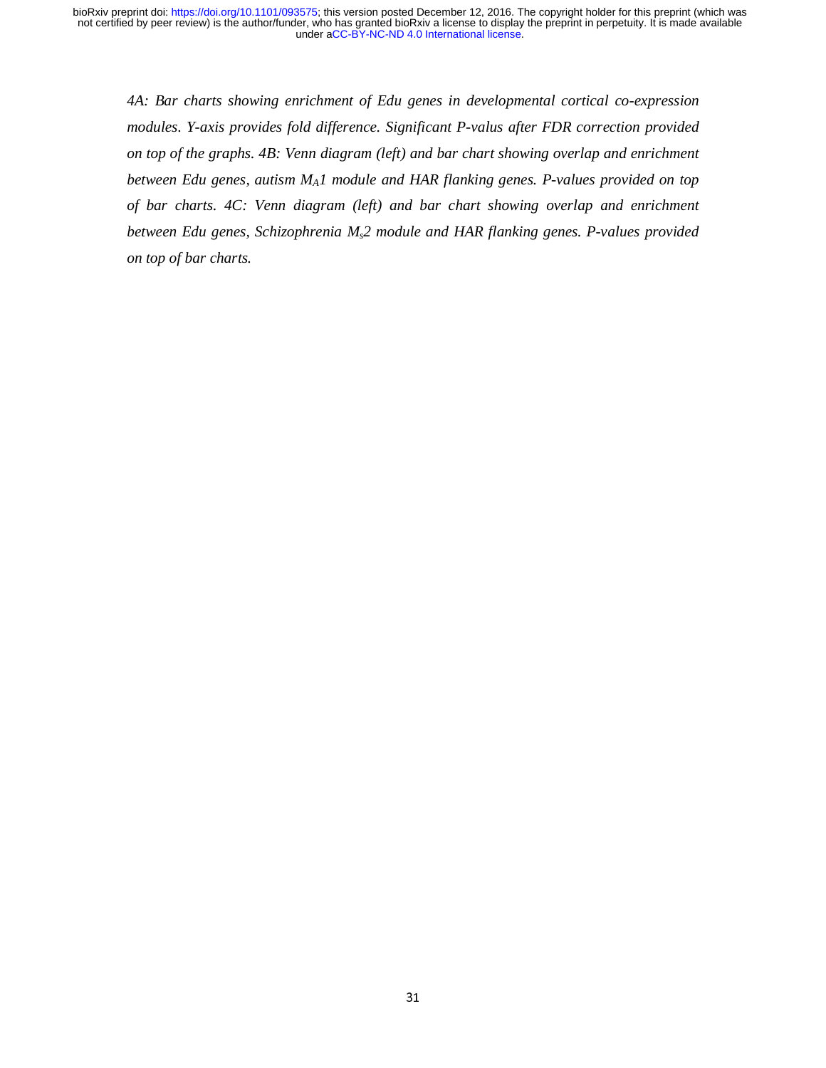*4A: Bar charts showing enrichment of Edu genes in developmental cortical co-expression modules. Y-axis provides fold difference. Significant P-valus after FDR correction provided on top of the graphs. 4B: Venn diagram (left) and bar chart showing overlap and enrichment between Edu genes, autism $M_A1$ module and HAR flanking genes. P-values provided on top of bar charts. 4C: Venn diagram (left) and bar chart showing overlap and enrichment between Edu genes, Schizophrenia $M_s2$ module and HAR flanking genes. P-values provided on top of bar charts.*